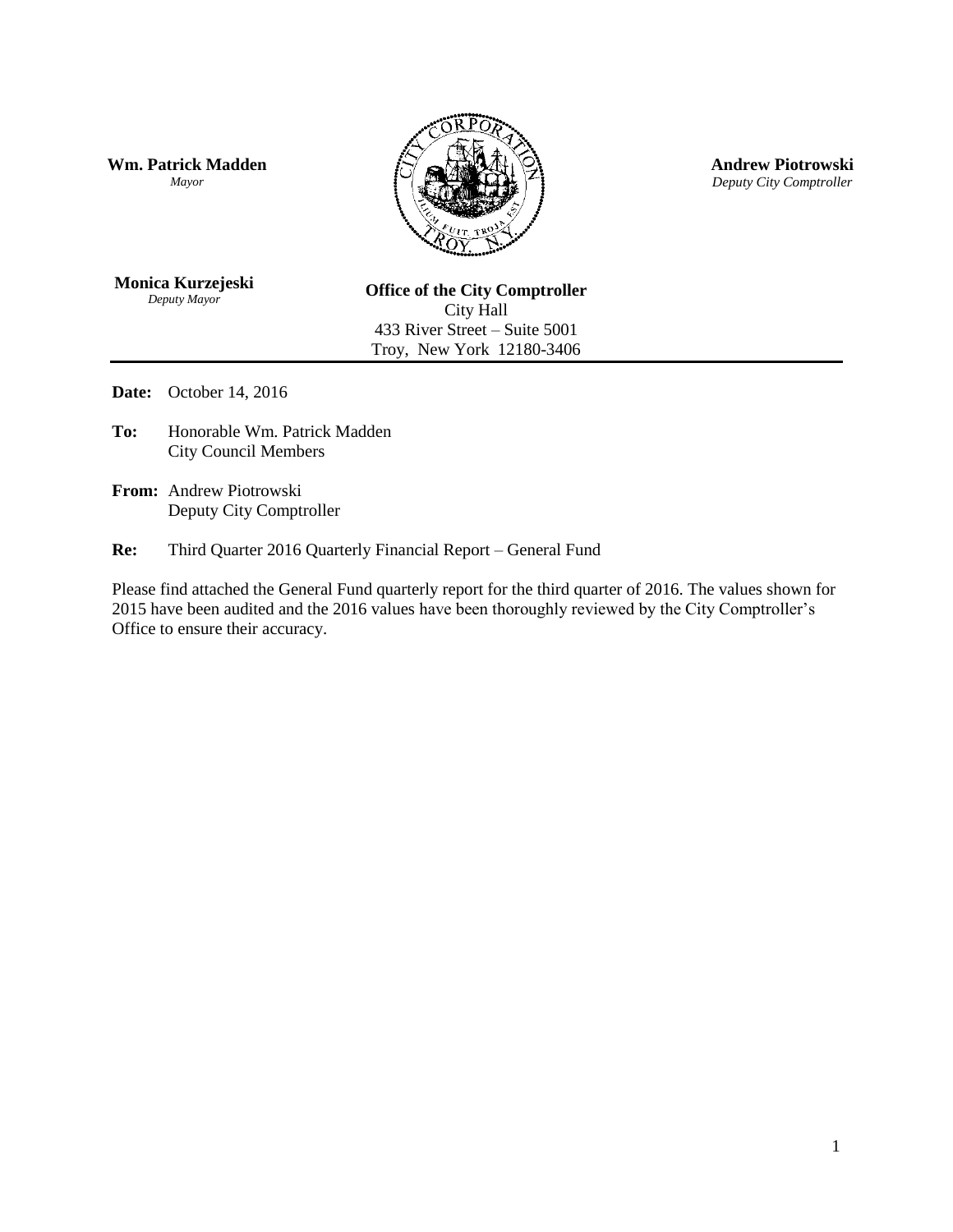**Wm. Patrick Madden**
*Mayor*

**Andrew Piotrowski**
*Deputy City Comptroller*

**Monica Kurzejeski**
*Deputy Mayor*

**Office of the City Comptroller**
City Hall
433 River Street – Suite 5001
Troy, New York 12180-3406

---

**Date:** October 14, 2016

**To:** Honorable Wm. Patrick Madden
City Council Members

**From:** Andrew Piotrowski
Deputy City Comptroller

**Re:** Third Quarter 2016 Quarterly Financial Report – General Fund

Please find attached the General Fund quarterly report for the third quarter of 2016. The values shown for 2015 have been audited and the 2016 values have been thoroughly reviewed by the City Comptroller's Office to ensure their accuracy.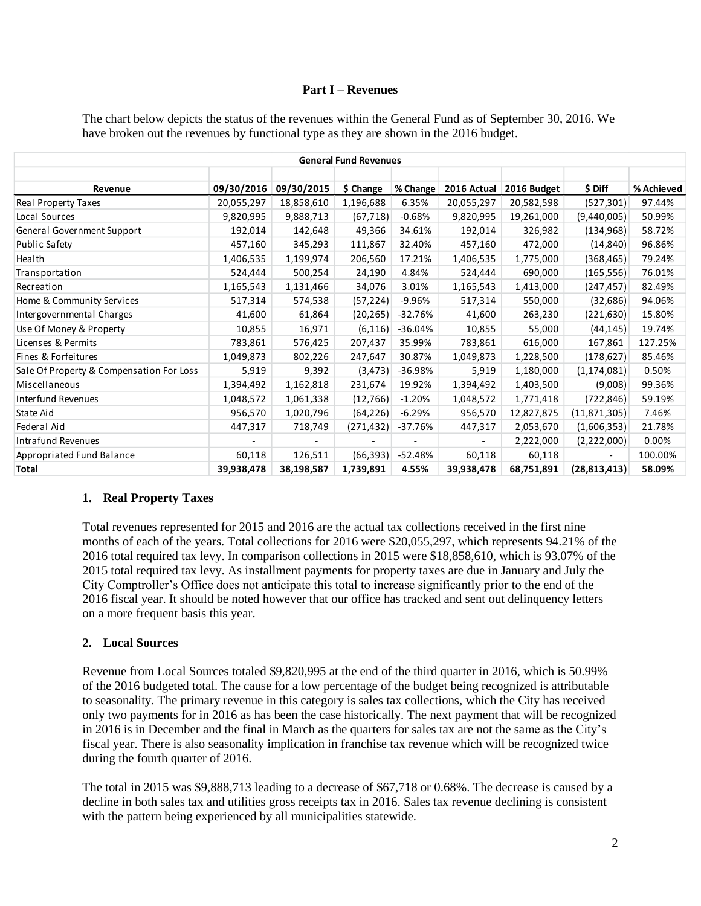**Part I – Revenues**

The chart below depicts the status of the revenues within the General Fund as of September 30, 2016. We have broken out the revenues by functional type as they are shown in the 2016 budget.

| General Fund Revenues | | | | | | | | |
|---|---|---|---|---|---|---|---|---|
| **Revenue** | **09/30/2016** | **09/30/2015** | **$ Change** | **% Change** | **2016 Actual** | **2016 Budget** | **$ Diff** | **% Achieved** |
| Real Property Taxes | 20,055,297 | 18,858,610 | 1,196,688 | 6.35% | 20,055,297 | 20,582,598 | (527,301) | 97.44% |
| Local Sources | 9,820,995 | 9,888,713 | (67,718) | -0.68% | 9,820,995 | 19,261,000 | (9,440,005) | 50.99% |
| General Government Support | 192,014 | 142,648 | 49,366 | 34.61% | 192,014 | 326,982 | (134,968) | 58.72% |
| Public Safety | 457,160 | 345,293 | 111,867 | 32.40% | 457,160 | 472,000 | (14,840) | 96.86% |
| Health | 1,406,535 | 1,199,974 | 206,560 | 17.21% | 1,406,535 | 1,775,000 | (368,465) | 79.24% |
| Transportation | 524,444 | 500,254 | 24,190 | 4.84% | 524,444 | 690,000 | (165,556) | 76.01% |
| Recreation | 1,165,543 | 1,131,466 | 34,076 | 3.01% | 1,165,543 | 1,413,000 | (247,457) | 82.49% |
| Home & Community Services | 517,314 | 574,538 | (57,224) | -9.96% | 517,314 | 550,000 | (32,686) | 94.06% |
| Intergovernmental Charges | 41,600 | 61,864 | (20,265) | -32.76% | 41,600 | 263,230 | (221,630) | 15.80% |
| Use Of Money & Property | 10,855 | 16,971 | (6,116) | -36.04% | 10,855 | 55,000 | (44,145) | 19.74% |
| Licenses & Permits | 783,861 | 576,425 | 207,437 | 35.99% | 783,861 | 616,000 | 167,861 | 127.25% |
| Fines & Forfeitures | 1,049,873 | 802,226 | 247,647 | 30.87% | 1,049,873 | 1,228,500 | (178,627) | 85.46% |
| Sale Of Property & Compensation For Loss | 5,919 | 9,392 | (3,473) | -36.98% | 5,919 | 1,180,000 | (1,174,081) | 0.50% |
| Miscellaneous | 1,394,492 | 1,162,818 | 231,674 | 19.92% | 1,394,492 | 1,403,500 | (9,008) | 99.36% |
| Interfund Revenues | 1,048,572 | 1,061,338 | (12,766) | -1.20% | 1,048,572 | 1,771,418 | (722,846) | 59.19% |
| State Aid | 956,570 | 1,020,796 | (64,226) | -6.29% | 956,570 | 12,827,875 | (11,871,305) | 7.46% |
| Federal Aid | 447,317 | 718,749 | (271,432) | -37.76% | 447,317 | 2,053,670 | (1,606,353) | 21.78% |
| Intrafund Revenues | - | - | - | - | - | 2,222,000 | (2,222,000) | 0.00% |
| Appropriated Fund Balance | 60,118 | 126,511 | (66,393) | -52.48% | 60,118 | 60,118 | - | 100.00% |
| **Total** | **39,938,478** | **38,198,587** | **1,739,891** | **4.55%** | **39,938,478** | **68,751,891** | **(28,813,413)** | **58.09%** |

### 1. Real Property Taxes

Total revenues represented for 2015 and 2016 are the actual tax collections received in the first nine months of each of the years. Total collections for 2016 were $20,055,297, which represents 94.21% of the 2016 total required tax levy. In comparison collections in 2015 were $18,858,610, which is 93.07% of the 2015 total required tax levy. As installment payments for property taxes are due in January and July the City Comptroller's Office does not anticipate this total to increase significantly prior to the end of the 2016 fiscal year. It should be noted however that our office has tracked and sent out delinquency letters on a more frequent basis this year.

### 2. Local Sources

Revenue from Local Sources totaled $9,820,995 at the end of the third quarter in 2016, which is 50.99% of the 2016 budgeted total. The cause for a low percentage of the budget being recognized is attributable to seasonality. The primary revenue in this category is sales tax collections, which the City has received only two payments for in 2016 as has been the case historically. The next payment that will be recognized in 2016 is in December and the final in March as the quarters for sales tax are not the same as the City's fiscal year. There is also seasonality implication in franchise tax revenue which will be recognized twice during the fourth quarter of 2016.

The total in 2015 was $9,888,713 leading to a decrease of $67,718 or 0.68%. The decrease is caused by a decline in both sales tax and utilities gross receipts tax in 2016. Sales tax revenue declining is consistent with the pattern being experienced by all municipalities statewide.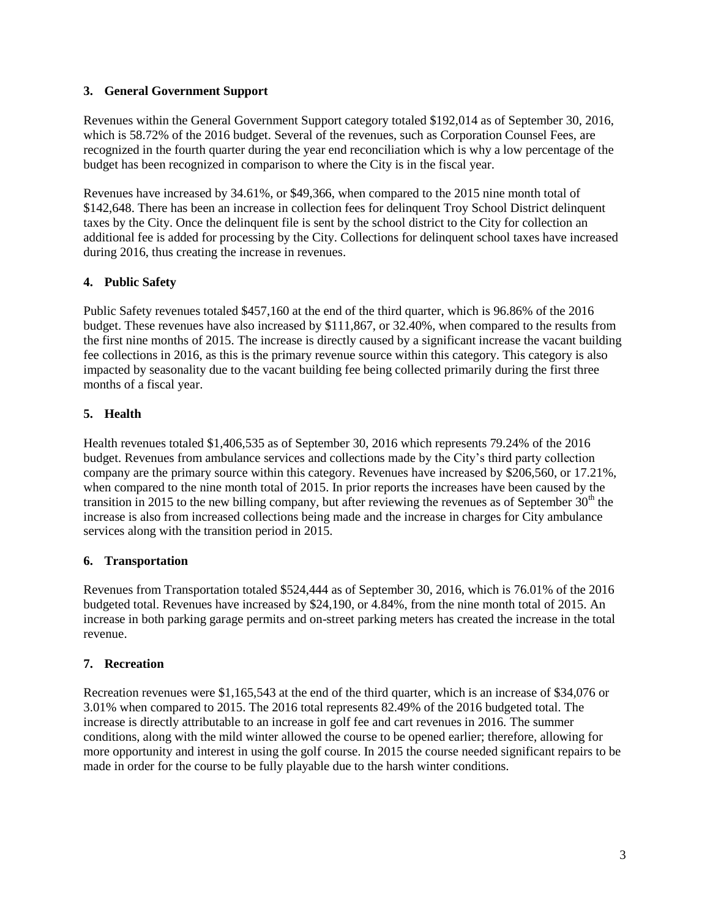### 3. General Government Support

Revenues within the General Government Support category totaled \$192,014 as of September 30, 2016, which is 58.72% of the 2016 budget. Several of the revenues, such as Corporation Counsel Fees, are recognized in the fourth quarter during the year end reconciliation which is why a low percentage of the budget has been recognized in comparison to where the City is in the fiscal year.

Revenues have increased by 34.61%, or \$49,366, when compared to the 2015 nine month total of \$142,648. There has been an increase in collection fees for delinquent Troy School District delinquent taxes by the City. Once the delinquent file is sent by the school district to the City for collection an additional fee is added for processing by the City. Collections for delinquent school taxes have increased during 2016, thus creating the increase in revenues.

### 4. Public Safety

Public Safety revenues totaled \$457,160 at the end of the third quarter, which is 96.86% of the 2016 budget. These revenues have also increased by \$111,867, or 32.40%, when compared to the results from the first nine months of 2015. The increase is directly caused by a significant increase the vacant building fee collections in 2016, as this is the primary revenue source within this category. This category is also impacted by seasonality due to the vacant building fee being collected primarily during the first three months of a fiscal year.

### 5. Health

Health revenues totaled \$1,406,535 as of September 30, 2016 which represents 79.24% of the 2016 budget. Revenues from ambulance services and collections made by the City's third party collection company are the primary source within this category. Revenues have increased by \$206,560, or 17.21%, when compared to the nine month total of 2015. In prior reports the increases have been caused by the transition in 2015 to the new billing company, but after reviewing the revenues as of September 30th the increase is also from increased collections being made and the increase in charges for City ambulance services along with the transition period in 2015.

### 6. Transportation

Revenues from Transportation totaled \$524,444 as of September 30, 2016, which is 76.01% of the 2016 budgeted total. Revenues have increased by \$24,190, or 4.84%, from the nine month total of 2015. An increase in both parking garage permits and on-street parking meters has created the increase in the total revenue.

### 7. Recreation

Recreation revenues were \$1,165,543 at the end of the third quarter, which is an increase of \$34,076 or 3.01% when compared to 2015. The 2016 total represents 82.49% of the 2016 budgeted total. The increase is directly attributable to an increase in golf fee and cart revenues in 2016. The summer conditions, along with the mild winter allowed the course to be opened earlier; therefore, allowing for more opportunity and interest in using the golf course. In 2015 the course needed significant repairs to be made in order for the course to be fully playable due to the harsh winter conditions.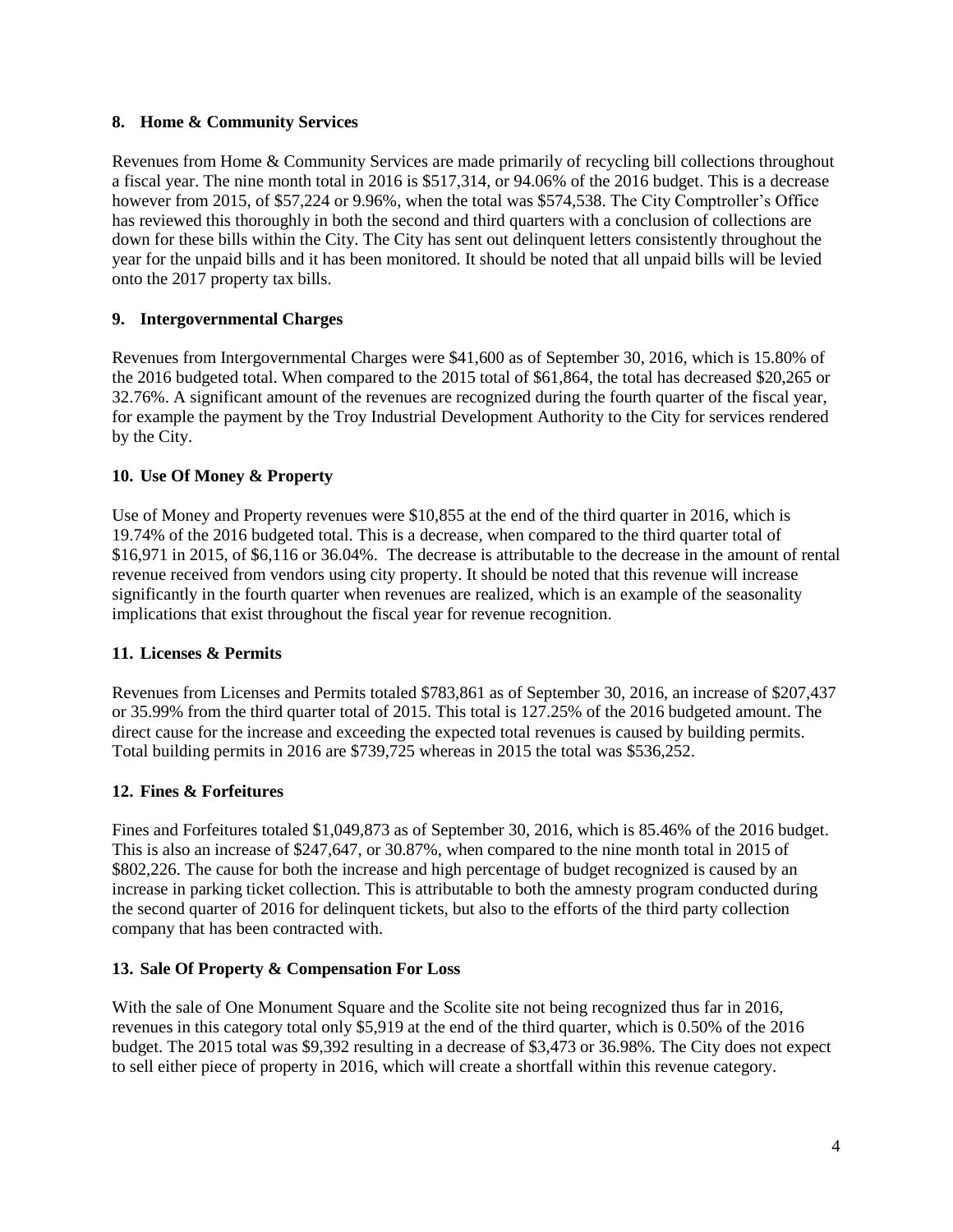### 8. Home & Community Services

Revenues from Home & Community Services are made primarily of recycling bill collections throughout a fiscal year. The nine month total in 2016 is $517,314, or 94.06% of the 2016 budget. This is a decrease however from 2015, of $57,224 or 9.96%, when the total was $574,538. The City Comptroller's Office has reviewed this thoroughly in both the second and third quarters with a conclusion of collections are down for these bills within the City. The City has sent out delinquent letters consistently throughout the year for the unpaid bills and it has been monitored. It should be noted that all unpaid bills will be levied onto the 2017 property tax bills.

### 9. Intergovernmental Charges

Revenues from Intergovernmental Charges were $41,600 as of September 30, 2016, which is 15.80% of the 2016 budgeted total. When compared to the 2015 total of $61,864, the total has decreased $20,265 or 32.76%. A significant amount of the revenues are recognized during the fourth quarter of the fiscal year, for example the payment by the Troy Industrial Development Authority to the City for services rendered by the City.

### 10. Use Of Money & Property

Use of Money and Property revenues were $10,855 at the end of the third quarter in 2016, which is 19.74% of the 2016 budgeted total. This is a decrease, when compared to the third quarter total of $16,971 in 2015, of $6,116 or 36.04%. The decrease is attributable to the decrease in the amount of rental revenue received from vendors using city property. It should be noted that this revenue will increase significantly in the fourth quarter when revenues are realized, which is an example of the seasonality implications that exist throughout the fiscal year for revenue recognition.

### 11. Licenses & Permits

Revenues from Licenses and Permits totaled $783,861 as of September 30, 2016, an increase of $207,437 or 35.99% from the third quarter total of 2015. This total is 127.25% of the 2016 budgeted amount. The direct cause for the increase and exceeding the expected total revenues is caused by building permits. Total building permits in 2016 are $739,725 whereas in 2015 the total was $536,252.

### 12. Fines & Forfeitures

Fines and Forfeitures totaled $1,049,873 as of September 30, 2016, which is 85.46% of the 2016 budget. This is also an increase of $247,647, or 30.87%, when compared to the nine month total in 2015 of $802,226. The cause for both the increase and high percentage of budget recognized is caused by an increase in parking ticket collection. This is attributable to both the amnesty program conducted during the second quarter of 2016 for delinquent tickets, but also to the efforts of the third party collection company that has been contracted with.

### 13. Sale Of Property & Compensation For Loss

With the sale of One Monument Square and the Scolite site not being recognized thus far in 2016, revenues in this category total only $5,919 at the end of the third quarter, which is 0.50% of the 2016 budget. The 2015 total was $9,392 resulting in a decrease of $3,473 or 36.98%. The City does not expect to sell either piece of property in 2016, which will create a shortfall within this revenue category.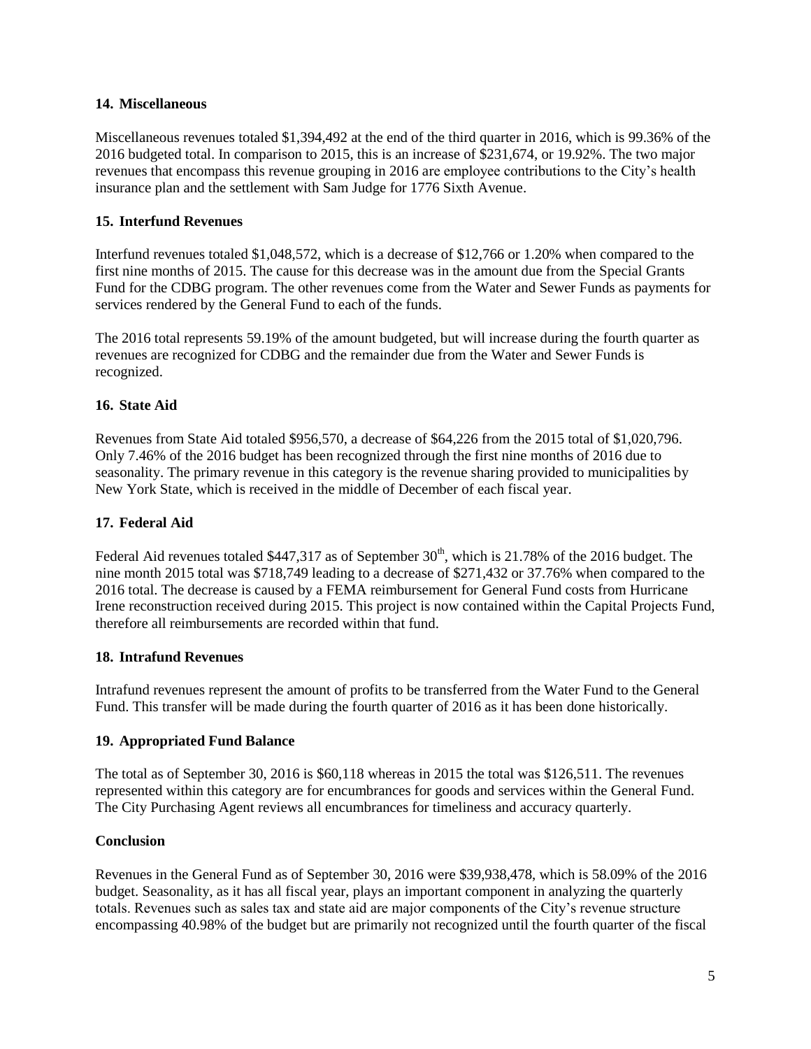### 14. Miscellaneous

Miscellaneous revenues totaled $1,394,492 at the end of the third quarter in 2016, which is 99.36% of the 2016 budgeted total. In comparison to 2015, this is an increase of $231,674, or 19.92%. The two major revenues that encompass this revenue grouping in 2016 are employee contributions to the City's health insurance plan and the settlement with Sam Judge for 1776 Sixth Avenue.

### 15. Interfund Revenues

Interfund revenues totaled $1,048,572, which is a decrease of $12,766 or 1.20% when compared to the first nine months of 2015. The cause for this decrease was in the amount due from the Special Grants Fund for the CDBG program. The other revenues come from the Water and Sewer Funds as payments for services rendered by the General Fund to each of the funds.

The 2016 total represents 59.19% of the amount budgeted, but will increase during the fourth quarter as revenues are recognized for CDBG and the remainder due from the Water and Sewer Funds is recognized.

### 16. State Aid

Revenues from State Aid totaled $956,570, a decrease of $64,226 from the 2015 total of $1,020,796. Only 7.46% of the 2016 budget has been recognized through the first nine months of 2016 due to seasonality. The primary revenue in this category is the revenue sharing provided to municipalities by New York State, which is received in the middle of December of each fiscal year.

### 17. Federal Aid

Federal Aid revenues totaled $447,317 as of September 30th, which is 21.78% of the 2016 budget. The nine month 2015 total was $718,749 leading to a decrease of $271,432 or 37.76% when compared to the 2016 total. The decrease is caused by a FEMA reimbursement for General Fund costs from Hurricane Irene reconstruction received during 2015. This project is now contained within the Capital Projects Fund, therefore all reimbursements are recorded within that fund.

### 18. Intrafund Revenues

Intrafund revenues represent the amount of profits to be transferred from the Water Fund to the General Fund. This transfer will be made during the fourth quarter of 2016 as it has been done historically.

### 19. Appropriated Fund Balance

The total as of September 30, 2016 is $60,118 whereas in 2015 the total was $126,511. The revenues represented within this category are for encumbrances for goods and services within the General Fund. The City Purchasing Agent reviews all encumbrances for timeliness and accuracy quarterly.

### Conclusion

Revenues in the General Fund as of September 30, 2016 were $39,938,478, which is 58.09% of the 2016 budget. Seasonality, as it has all fiscal year, plays an important component in analyzing the quarterly totals. Revenues such as sales tax and state aid are major components of the City's revenue structure encompassing 40.98% of the budget but are primarily not recognized until the fourth quarter of the fiscal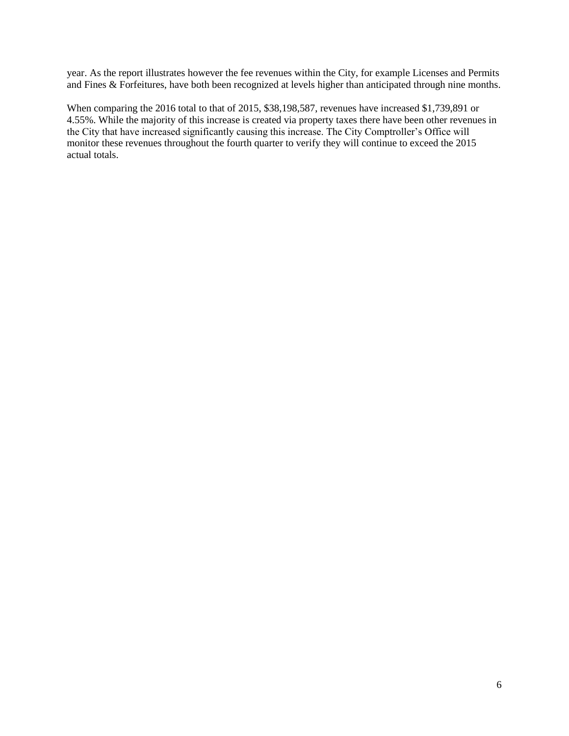year. As the report illustrates however the fee revenues within the City, for example Licenses and Permits and Fines & Forfeitures, have both been recognized at levels higher than anticipated through nine months.

When comparing the 2016 total to that of 2015, $38,198,587, revenues have increased $1,739,891 or 4.55%. While the majority of this increase is created via property taxes there have been other revenues in the City that have increased significantly causing this increase. The City Comptroller's Office will monitor these revenues throughout the fourth quarter to verify they will continue to exceed the 2015 actual totals.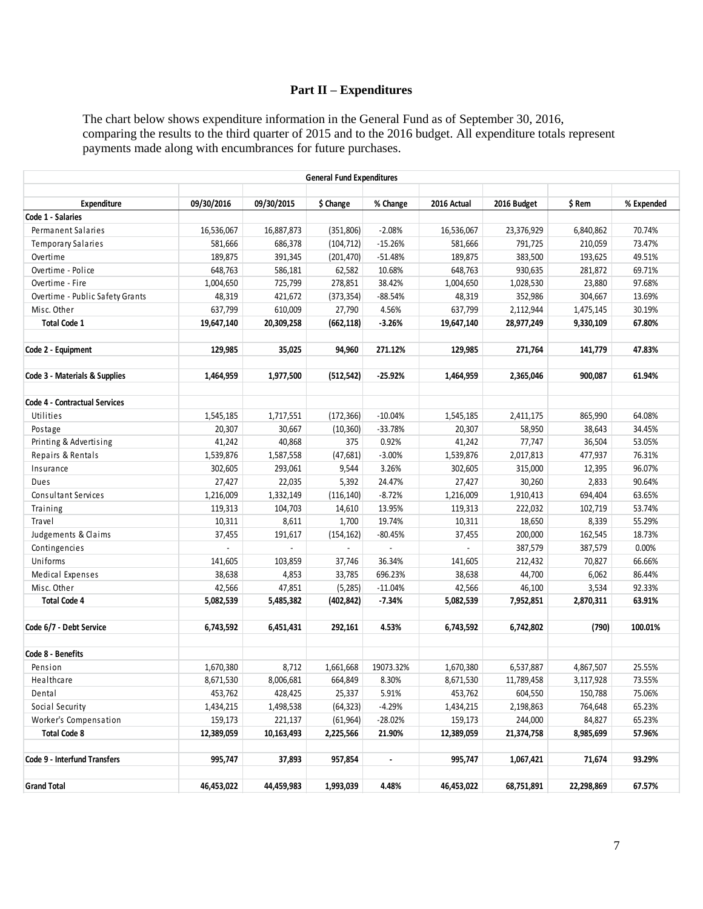## Part II – Expenditures

The chart below shows expenditure information in the General Fund as of September 30, 2016, comparing the results to the third quarter of 2015 and to the 2016 budget. All expenditure totals represent payments made along with encumbrances for future purchases.

| General Fund Expenditures | | | | | | | | |
|---|---|---|---|---|---|---|---|---|
| **Expenditure** | **09/30/2016** | **09/30/2015** | **$ Change** | **% Change** | **2016 Actual** | **2016 Budget** | **$ Rem** | **% Expended** |
| **Code 1 - Salaries** | | | | | | | | |
| Permanent Salaries | 16,536,067 | 16,887,873 | (351,806) | -2.08% | 16,536,067 | 23,376,929 | 6,840,862 | 70.74% |
| Temporary Salaries | 581,666 | 686,378 | (104,712) | -15.26% | 581,666 | 791,725 | 210,059 | 73.47% |
| Overtime | 189,875 | 391,345 | (201,470) | -51.48% | 189,875 | 383,500 | 193,625 | 49.51% |
| Overtime - Police | 648,763 | 586,181 | 62,582 | 10.68% | 648,763 | 930,635 | 281,872 | 69.71% |
| Overtime - Fire | 1,004,650 | 725,799 | 278,851 | 38.42% | 1,004,650 | 1,028,530 | 23,880 | 97.68% |
| Overtime - Public Safety Grants | 48,319 | 421,672 | (373,354) | -88.54% | 48,319 | 352,986 | 304,667 | 13.69% |
| Misc. Other | 637,799 | 610,009 | 27,790 | 4.56% | 637,799 | 2,112,944 | 1,475,145 | 30.19% |
| **Total Code 1** | **19,647,140** | **20,309,258** | **(662,118)** | **-3.26%** | **19,647,140** | **28,977,249** | **9,330,109** | **67.80%** |
| | | | | | | | | |
| **Code 2 - Equipment** | **129,985** | **35,025** | **94,960** | **271.12%** | **129,985** | **271,764** | **141,779** | **47.83%** |
| | | | | | | | | |
| **Code 3 - Materials & Supplies** | **1,464,959** | **1,977,500** | **(512,542)** | **-25.92%** | **1,464,959** | **2,365,046** | **900,087** | **61.94%** |
| | | | | | | | | |
| **Code 4 - Contractual Services** | | | | | | | | |
| Utilities | 1,545,185 | 1,717,551 | (172,366) | -10.04% | 1,545,185 | 2,411,175 | 865,990 | 64.08% |
| Postage | 20,307 | 30,667 | (10,360) | -33.78% | 20,307 | 58,950 | 38,643 | 34.45% |
| Printing & Advertising | 41,242 | 40,868 | 375 | 0.92% | 41,242 | 77,747 | 36,504 | 53.05% |
| Repairs & Rentals | 1,539,876 | 1,587,558 | (47,681) | -3.00% | 1,539,876 | 2,017,813 | 477,937 | 76.31% |
| Insurance | 302,605 | 293,061 | 9,544 | 3.26% | 302,605 | 315,000 | 12,395 | 96.07% |
| Dues | 27,427 | 22,035 | 5,392 | 24.47% | 27,427 | 30,260 | 2,833 | 90.64% |
| Consultant Services | 1,216,009 | 1,332,149 | (116,140) | -8.72% | 1,216,009 | 1,910,413 | 694,404 | 63.65% |
| Training | 119,313 | 104,703 | 14,610 | 13.95% | 119,313 | 222,032 | 102,719 | 53.74% |
| Travel | 10,311 | 8,611 | 1,700 | 19.74% | 10,311 | 18,650 | 8,339 | 55.29% |
| Judgements & Claims | 37,455 | 191,617 | (154,162) | -80.45% | 37,455 | 200,000 | 162,545 | 18.73% |
| Contingencies | - | - | - | - | - | 387,579 | 387,579 | 0.00% |
| Uniforms | 141,605 | 103,859 | 37,746 | 36.34% | 141,605 | 212,432 | 70,827 | 66.66% |
| Medical Expenses | 38,638 | 4,853 | 33,785 | 696.23% | 38,638 | 44,700 | 6,062 | 86.44% |
| Misc. Other | 42,566 | 47,851 | (5,285) | -11.04% | 42,566 | 46,100 | 3,534 | 92.33% |
| **Total Code 4** | **5,082,539** | **5,485,382** | **(402,842)** | **-7.34%** | **5,082,539** | **7,952,851** | **2,870,311** | **63.91%** |
| | | | | | | | | |
| **Code 6/7 - Debt Service** | **6,743,592** | **6,451,431** | **292,161** | **4.53%** | **6,743,592** | **6,742,802** | **(790)** | **100.01%** |
| | | | | | | | | |
| **Code 8 - Benefits** | | | | | | | | |
| Pension | 1,670,380 | 8,712 | 1,661,668 | 19073.32% | 1,670,380 | 6,537,887 | 4,867,507 | 25.55% |
| Healthcare | 8,671,530 | 8,006,681 | 664,849 | 8.30% | 8,671,530 | 11,789,458 | 3,117,928 | 73.55% |
| Dental | 453,762 | 428,425 | 25,337 | 5.91% | 453,762 | 604,550 | 150,788 | 75.06% |
| Social Security | 1,434,215 | 1,498,538 | (64,323) | -4.29% | 1,434,215 | 2,198,863 | 764,648 | 65.23% |
| Worker's Compensation | 159,173 | 221,137 | (61,964) | -28.02% | 159,173 | 244,000 | 84,827 | 65.23% |
| **Total Code 8** | **12,389,059** | **10,163,493** | **2,225,566** | **21.90%** | **12,389,059** | **21,374,758** | **8,985,699** | **57.96%** |
| | | | | | | | | |
| **Code 9 - Interfund Transfers** | **995,747** | **37,893** | **957,854** | **-** | **995,747** | **1,067,421** | **71,674** | **93.29%** |
| | | | | | | | | |
| **Grand Total** | **46,453,022** | **44,459,983** | **1,993,039** | **4.48%** | **46,453,022** | **68,751,891** | **22,298,869** | **67.57%** |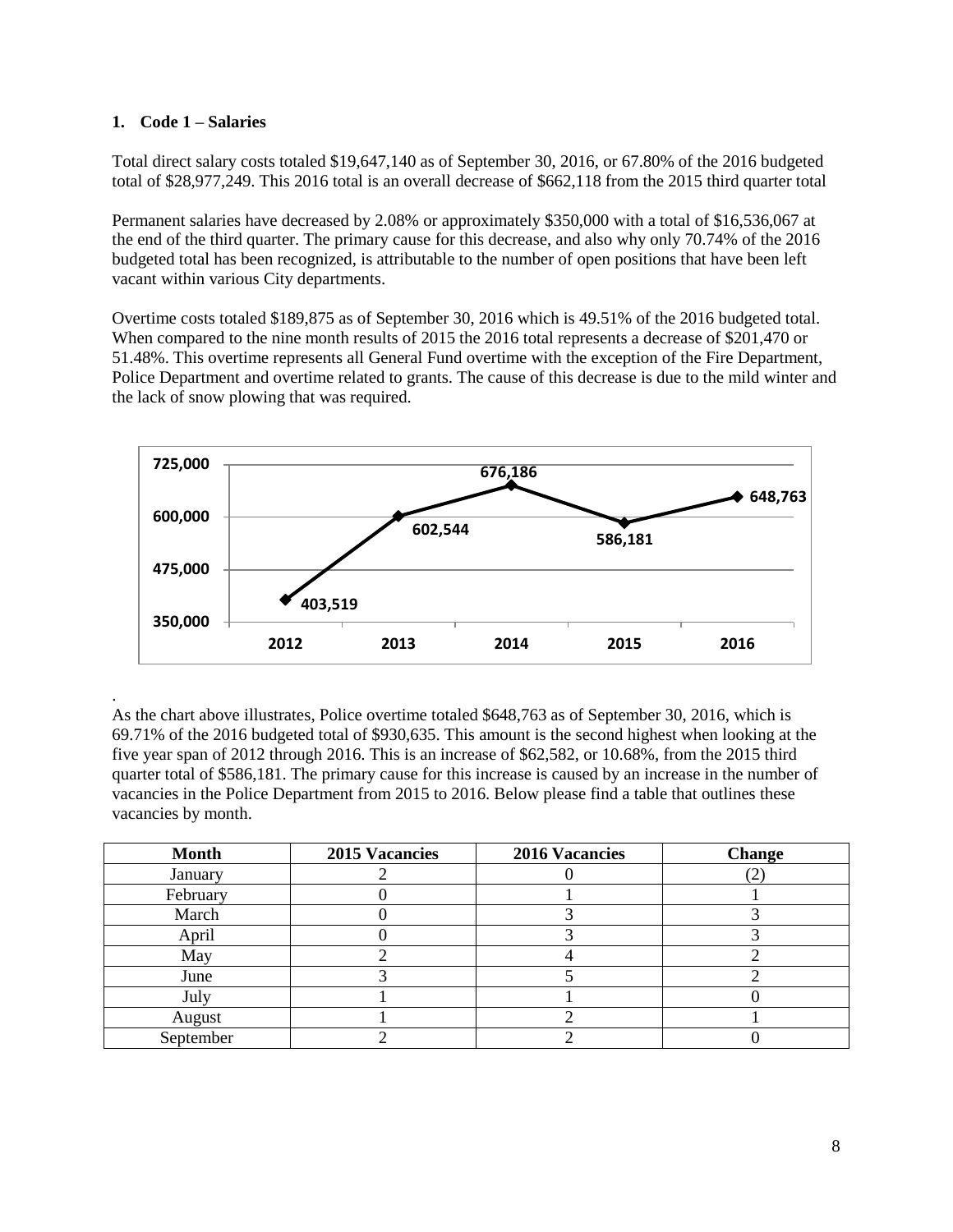## 1. Code 1 – Salaries

Total direct salary costs totaled $19,647,140 as of September 30, 2016, or 67.80% of the 2016 budgeted total of $28,977,249. This 2016 total is an overall decrease of $662,118 from the 2015 third quarter total

Permanent salaries have decreased by 2.08% or approximately $350,000 with a total of $16,536,067 at the end of the third quarter. The primary cause for this decrease, and also why only 70.74% of the 2016 budgeted total has been recognized, is attributable to the number of open positions that have been left vacant within various City departments.

Overtime costs totaled $189,875 as of September 30, 2016 which is 49.51% of the 2016 budgeted total. When compared to the nine month results of 2015 the 2016 total represents a decrease of $201,470 or 51.48%. This overtime represents all General Fund overtime with the exception of the Fire Department, Police Department and overtime related to grants. The cause of this decrease is due to the mild winter and the lack of snow plowing that was required.

As the chart above illustrates, Police overtime totaled $648,763 as of September 30, 2016, which is 69.71% of the 2016 budgeted total of $930,635. This amount is the second highest when looking at the five year span of 2012 through 2016. This is an increase of $62,582, or 10.68%, from the 2015 third quarter total of $586,181. The primary cause for this increase is caused by an increase in the number of vacancies in the Police Department from 2015 to 2016. Below please find a table that outlines these vacancies by month.

| Month | 2015 Vacancies | 2016 Vacancies | Change |
|---|---|---|---|
| January | 2 | 0 | (2) |
| February | 0 | 1 | 1 |
| March | 0 | 3 | 3 |
| April | 0 | 3 | 3 |
| May | 2 | 4 | 2 |
| June | 3 | 5 | 2 |
| July | 1 | 1 | 0 |
| August | 1 | 2 | 1 |
| September | 2 | 2 | 0 |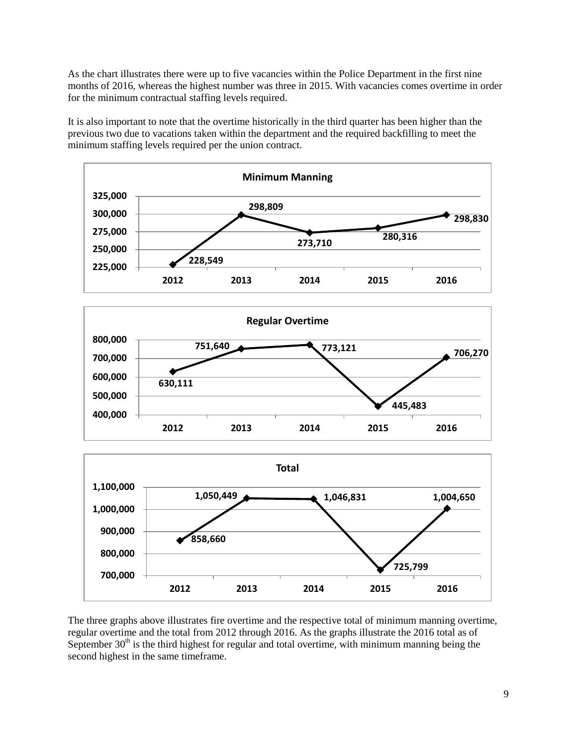As the chart illustrates there were up to five vacancies within the Police Department in the first nine months of 2016, whereas the highest number was three in 2015. With vacancies comes overtime in order for the minimum contractual staffing levels required.

It is also important to note that the overtime historically in the third quarter has been higher than the previous two due to vacations taken within the department and the required backfilling to meet the minimum staffing levels required per the union contract.

**Minimum Manning**

| 2012 | 2013 | 2014 | 2015 | 2016 |
|---|---|---|---|---|
| 228,549 | 298,809 | 273,710 | 280,316 | 298,830 |

**Regular Overtime**

| 2012 | 2013 | 2014 | 2015 | 2016 |
|---|---|---|---|---|
| 630,111 | 751,640 | 773,121 | 445,483 | 706,270 |

**Total**

| 2012 | 2013 | 2014 | 2015 | 2016 |
|---|---|---|---|---|
| 858,660 | 1,050,449 | 1,046,831 | 725,799 | 1,004,650 |

The three graphs above illustrates fire overtime and the respective total of minimum manning overtime, regular overtime and the total from 2012 through 2016. As the graphs illustrate the 2016 total as of September 30th is the third highest for regular and total overtime, with minimum manning being the second highest in the same timeframe.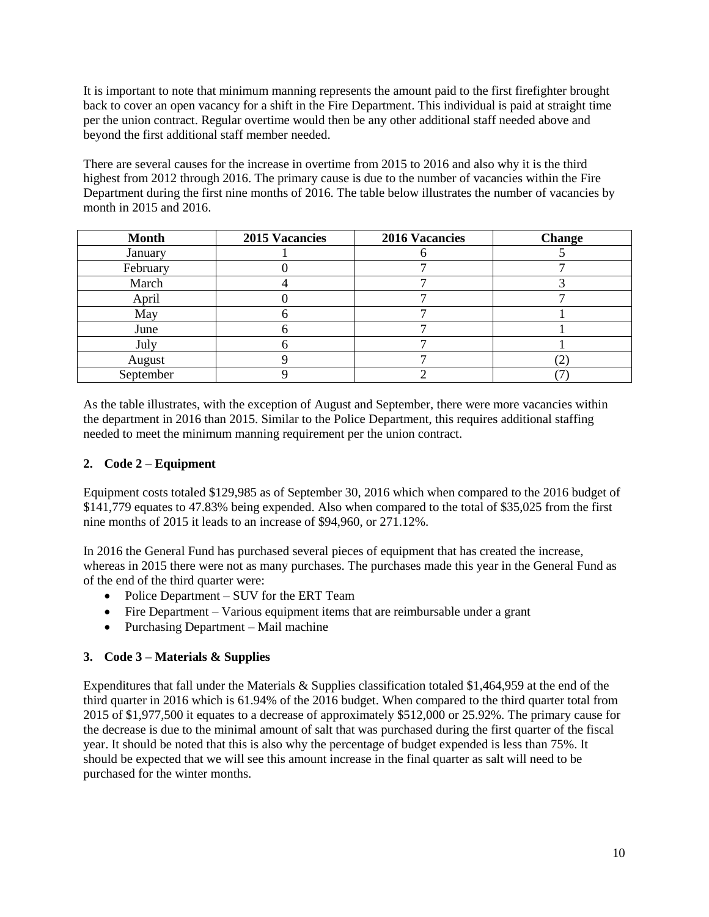It is important to note that minimum manning represents the amount paid to the first firefighter brought back to cover an open vacancy for a shift in the Fire Department. This individual is paid at straight time per the union contract. Regular overtime would then be any other additional staff needed above and beyond the first additional staff member needed.

There are several causes for the increase in overtime from 2015 to 2016 and also why it is the third highest from 2012 through 2016. The primary cause is due to the number of vacancies within the Fire Department during the first nine months of 2016. The table below illustrates the number of vacancies by month in 2015 and 2016.

| Month | 2015 Vacancies | 2016 Vacancies | Change |
|---|---|---|---|
| January | 1 | 6 | 5 |
| February | 0 | 7 | 7 |
| March | 4 | 7 | 3 |
| April | 0 | 7 | 7 |
| May | 6 | 7 | 1 |
| June | 6 | 7 | 1 |
| July | 6 | 7 | 1 |
| August | 9 | 7 | (2) |
| September | 9 | 2 | (7) |

As the table illustrates, with the exception of August and September, there were more vacancies within the department in 2016 than 2015. Similar to the Police Department, this requires additional staffing needed to meet the minimum manning requirement per the union contract.

### 2. Code 2 – Equipment

Equipment costs totaled $129,985 as of September 30, 2016 which when compared to the 2016 budget of $141,779 equates to 47.83% being expended. Also when compared to the total of $35,025 from the first nine months of 2015 it leads to an increase of $94,960, or 271.12%.

In 2016 the General Fund has purchased several pieces of equipment that has created the increase, whereas in 2015 there were not as many purchases. The purchases made this year in the General Fund as of the end of the third quarter were:

- Police Department – SUV for the ERT Team
- Fire Department – Various equipment items that are reimbursable under a grant
- Purchasing Department – Mail machine

### 3. Code 3 – Materials & Supplies

Expenditures that fall under the Materials & Supplies classification totaled $1,464,959 at the end of the third quarter in 2016 which is 61.94% of the 2016 budget. When compared to the third quarter total from 2015 of $1,977,500 it equates to a decrease of approximately $512,000 or 25.92%. The primary cause for the decrease is due to the minimal amount of salt that was purchased during the first quarter of the fiscal year. It should be noted that this is also why the percentage of budget expended is less than 75%. It should be expected that we will see this amount increase in the final quarter as salt will need to be purchased for the winter months.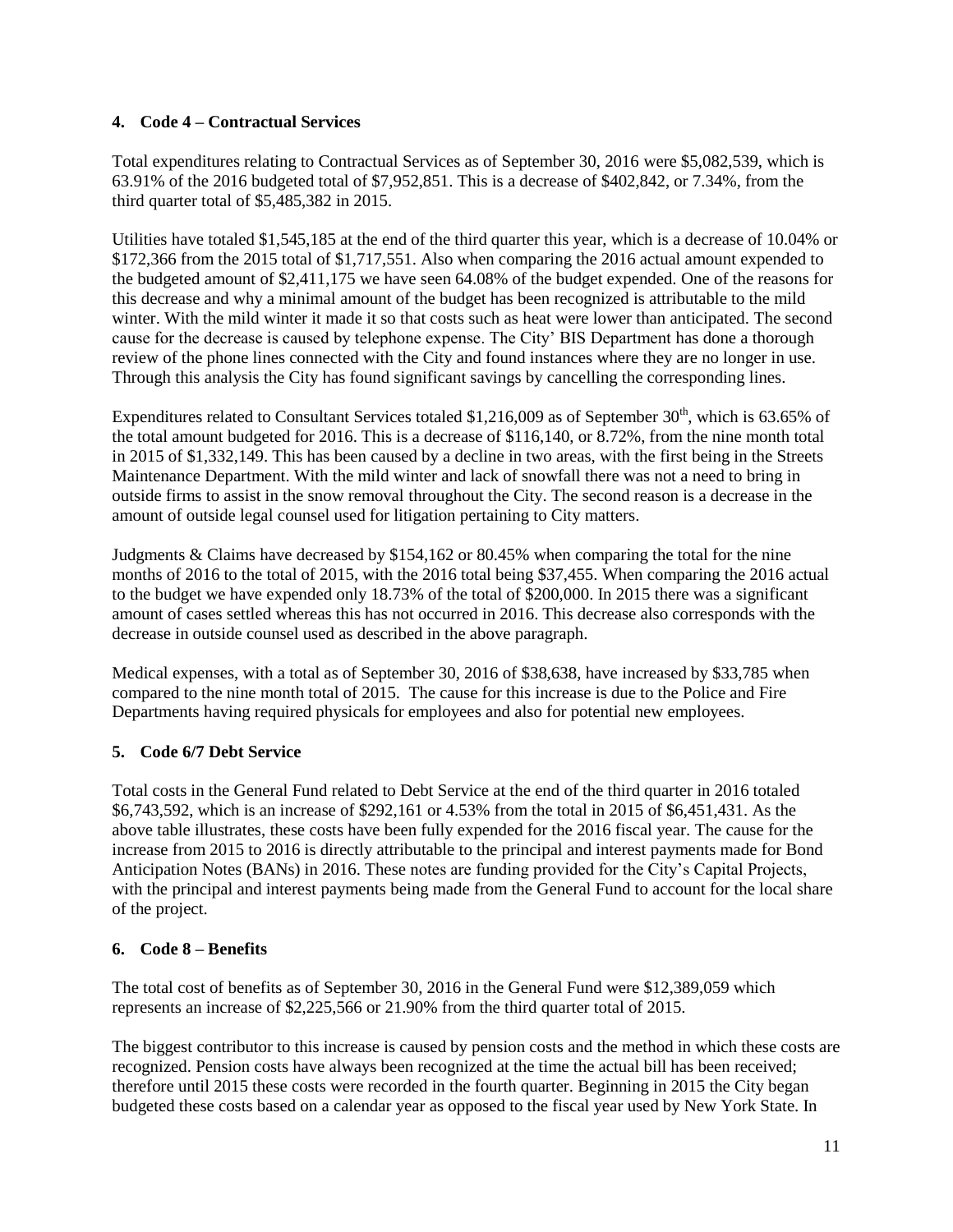**4. Code 4 – Contractual Services**

Total expenditures relating to Contractual Services as of September 30, 2016 were $5,082,539, which is 63.91% of the 2016 budgeted total of $7,952,851. This is a decrease of $402,842, or 7.34%, from the third quarter total of $5,485,382 in 2015.

Utilities have totaled $1,545,185 at the end of the third quarter this year, which is a decrease of 10.04% or $172,366 from the 2015 total of $1,717,551. Also when comparing the 2016 actual amount expended to the budgeted amount of $2,411,175 we have seen 64.08% of the budget expended. One of the reasons for this decrease and why a minimal amount of the budget has been recognized is attributable to the mild winter. With the mild winter it made it so that costs such as heat were lower than anticipated. The second cause for the decrease is caused by telephone expense. The City' BIS Department has done a thorough review of the phone lines connected with the City and found instances where they are no longer in use. Through this analysis the City has found significant savings by cancelling the corresponding lines.

Expenditures related to Consultant Services totaled $1,216,009 as of September 30th, which is 63.65% of the total amount budgeted for 2016. This is a decrease of $116,140, or 8.72%, from the nine month total in 2015 of $1,332,149. This has been caused by a decline in two areas, with the first being in the Streets Maintenance Department. With the mild winter and lack of snowfall there was not a need to bring in outside firms to assist in the snow removal throughout the City. The second reason is a decrease in the amount of outside legal counsel used for litigation pertaining to City matters.

Judgments & Claims have decreased by $154,162 or 80.45% when comparing the total for the nine months of 2016 to the total of 2015, with the 2016 total being $37,455. When comparing the 2016 actual to the budget we have expended only 18.73% of the total of $200,000. In 2015 there was a significant amount of cases settled whereas this has not occurred in 2016. This decrease also corresponds with the decrease in outside counsel used as described in the above paragraph.

Medical expenses, with a total as of September 30, 2016 of $38,638, have increased by $33,785 when compared to the nine month total of 2015. The cause for this increase is due to the Police and Fire Departments having required physicals for employees and also for potential new employees.

**5. Code 6/7 Debt Service**

Total costs in the General Fund related to Debt Service at the end of the third quarter in 2016 totaled $6,743,592, which is an increase of $292,161 or 4.53% from the total in 2015 of $6,451,431. As the above table illustrates, these costs have been fully expended for the 2016 fiscal year. The cause for the increase from 2015 to 2016 is directly attributable to the principal and interest payments made for Bond Anticipation Notes (BANs) in 2016. These notes are funding provided for the City's Capital Projects, with the principal and interest payments being made from the General Fund to account for the local share of the project.

**6. Code 8 – Benefits**

The total cost of benefits as of September 30, 2016 in the General Fund were $12,389,059 which represents an increase of $2,225,566 or 21.90% from the third quarter total of 2015.

The biggest contributor to this increase is caused by pension costs and the method in which these costs are recognized. Pension costs have always been recognized at the time the actual bill has been received; therefore until 2015 these costs were recorded in the fourth quarter. Beginning in 2015 the City began budgeted these costs based on a calendar year as opposed to the fiscal year used by New York State. In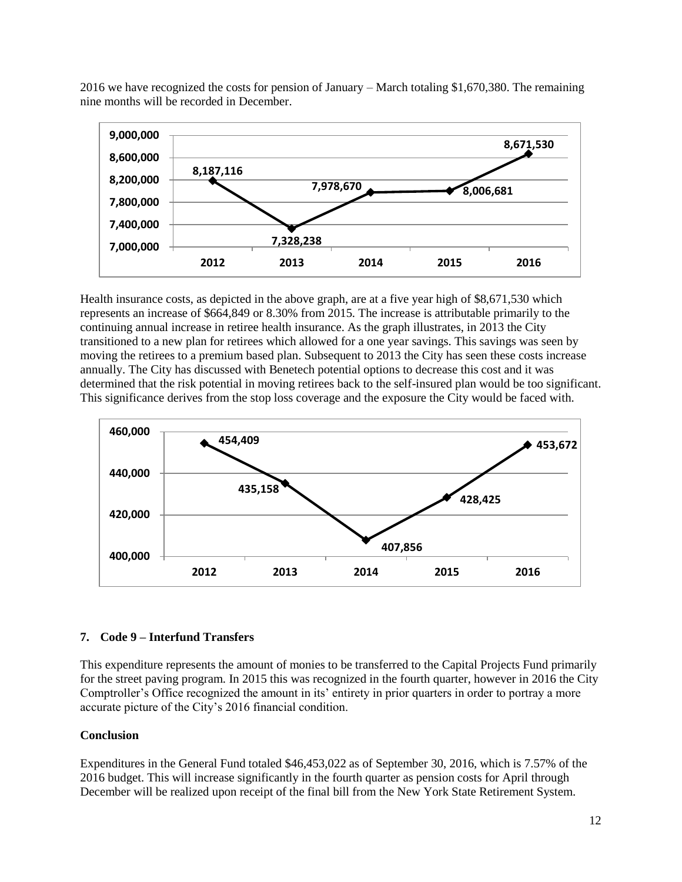2016 we have recognized the costs for pension of January – March totaling $1,670,380. The remaining nine months will be recorded in December.

| Year | Amount |
|---|---|
| 2012 | 8,187,116 |
| 2013 | 7,328,238 |
| 2014 | 7,978,670 |
| 2015 | 8,006,681 |
| 2016 | 8,671,530 |

Health insurance costs, as depicted in the above graph, are at a five year high of $8,671,530 which represents an increase of $664,849 or 8.30% from 2015. The increase is attributable primarily to the continuing annual increase in retiree health insurance. As the graph illustrates, in 2013 the City transitioned to a new plan for retirees which allowed for a one year savings. This savings was seen by moving the retirees to a premium based plan. Subsequent to 2013 the City has seen these costs increase annually. The City has discussed with Benetech potential options to decrease this cost and it was determined that the risk potential in moving retirees back to the self-insured plan would be too significant. This significance derives from the stop loss coverage and the exposure the City would be faced with.

| Year | Amount |
|---|---|
| 2012 | 454,409 |
| 2013 | 435,158 |
| 2014 | 407,856 |
| 2015 | 428,425 |
| 2016 | 453,672 |

### 7. Code 9 – Interfund Transfers

This expenditure represents the amount of monies to be transferred to the Capital Projects Fund primarily for the street paving program. In 2015 this was recognized in the fourth quarter, however in 2016 the City Comptroller's Office recognized the amount in its' entirety in prior quarters in order to portray a more accurate picture of the City's 2016 financial condition.

### Conclusion

Expenditures in the General Fund totaled $46,453,022 as of September 30, 2016, which is 7.57% of the 2016 budget. This will increase significantly in the fourth quarter as pension costs for April through December will be realized upon receipt of the final bill from the New York State Retirement System.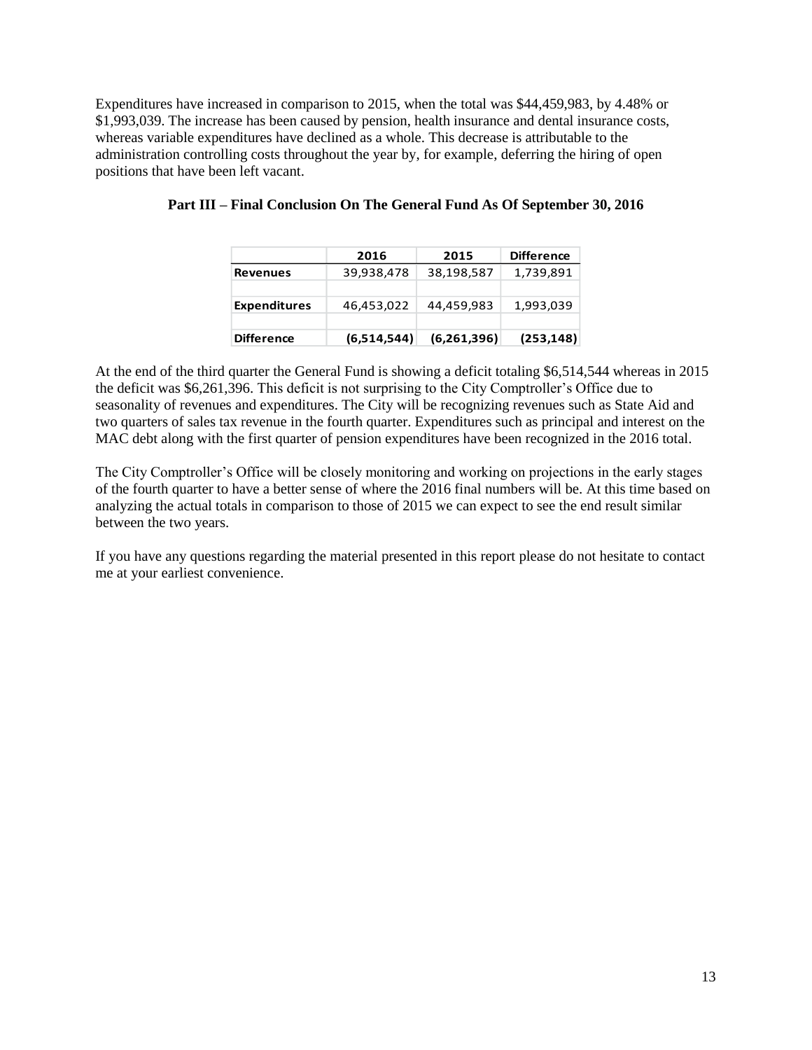Expenditures have increased in comparison to 2015, when the total was $44,459,983, by 4.48% or $1,993,039. The increase has been caused by pension, health insurance and dental insurance costs, whereas variable expenditures have declined as a whole. This decrease is attributable to the administration controlling costs throughout the year by, for example, deferring the hiring of open positions that have been left vacant.

## Part III – Final Conclusion On The General Fund As Of September 30, 2016

| | 2016 | 2015 | Difference |
|---|---|---|---|
| **Revenues** | 39,938,478 | 38,198,587 | 1,739,891 |
| | | | |
| **Expenditures** | 46,453,022 | 44,459,983 | 1,993,039 |
| | | | |
| **Difference** | **(6,514,544)** | **(6,261,396)** | **(253,148)** |

At the end of the third quarter the General Fund is showing a deficit totaling $6,514,544 whereas in 2015 the deficit was $6,261,396. This deficit is not surprising to the City Comptroller's Office due to seasonality of revenues and expenditures. The City will be recognizing revenues such as State Aid and two quarters of sales tax revenue in the fourth quarter. Expenditures such as principal and interest on the MAC debt along with the first quarter of pension expenditures have been recognized in the 2016 total.

The City Comptroller's Office will be closely monitoring and working on projections in the early stages of the fourth quarter to have a better sense of where the 2016 final numbers will be. At this time based on analyzing the actual totals in comparison to those of 2015 we can expect to see the end result similar between the two years.

If you have any questions regarding the material presented in this report please do not hesitate to contact me at your earliest convenience.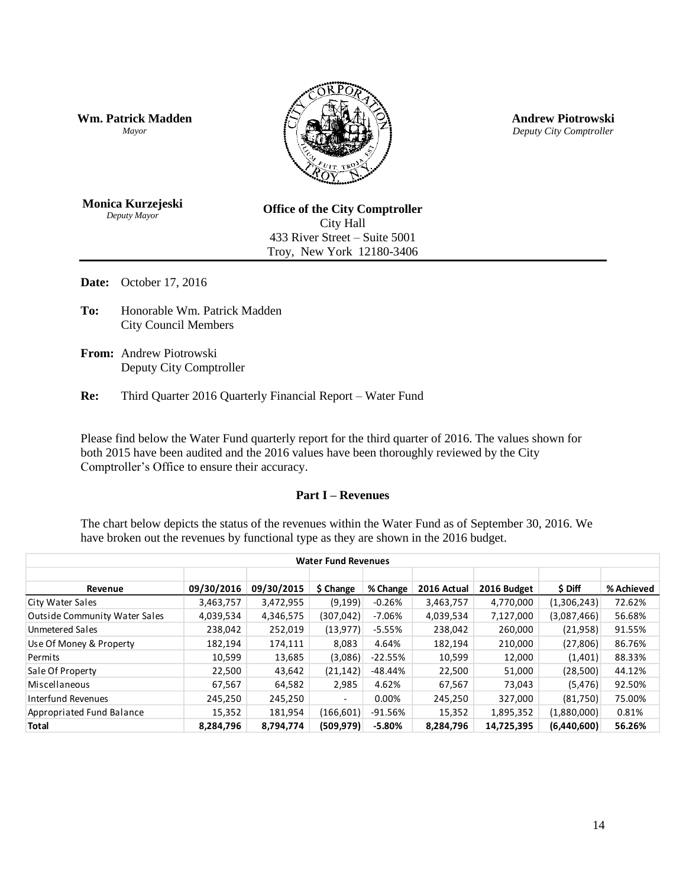**Wm. Patrick Madden**
*Mayor*

**Andrew Piotrowski**
*Deputy City Comptroller*

**Monica Kurzejeski**
*Deputy Mayor*

**Office of the City Comptroller**
City Hall
433 River Street – Suite 5001
Troy, New York 12180-3406

**Date:** October 17, 2016

**To:** Honorable Wm. Patrick Madden
City Council Members

**From:** Andrew Piotrowski
Deputy City Comptroller

**Re:** Third Quarter 2016 Quarterly Financial Report – Water Fund

Please find below the Water Fund quarterly report for the third quarter of 2016. The values shown for both 2015 have been audited and the 2016 values have been thoroughly reviewed by the City Comptroller's Office to ensure their accuracy.

## Part I – Revenues

The chart below depicts the status of the revenues within the Water Fund as of September 30, 2016. We have broken out the revenues by functional type as they are shown in the 2016 budget.

| Water Fund Revenues | | | | | | | | |
|---|---|---|---|---|---|---|---|---|
| **Revenue** | **09/30/2016** | **09/30/2015** | **$ Change** | **% Change** | **2016 Actual** | **2016 Budget** | **$ Diff** | **% Achieved** |
| City Water Sales | 3,463,757 | 3,472,955 | (9,199) | -0.26% | 3,463,757 | 4,770,000 | (1,306,243) | 72.62% |
| Outside Community Water Sales | 4,039,534 | 4,346,575 | (307,042) | -7.06% | 4,039,534 | 7,127,000 | (3,087,466) | 56.68% |
| Unmetered Sales | 238,042 | 252,019 | (13,977) | -5.55% | 238,042 | 260,000 | (21,958) | 91.55% |
| Use Of Money & Property | 182,194 | 174,111 | 8,083 | 4.64% | 182,194 | 210,000 | (27,806) | 86.76% |
| Permits | 10,599 | 13,685 | (3,086) | -22.55% | 10,599 | 12,000 | (1,401) | 88.33% |
| Sale Of Property | 22,500 | 43,642 | (21,142) | -48.44% | 22,500 | 51,000 | (28,500) | 44.12% |
| Miscellaneous | 67,567 | 64,582 | 2,985 | 4.62% | 67,567 | 73,043 | (5,476) | 92.50% |
| Interfund Revenues | 245,250 | 245,250 | - | 0.00% | 245,250 | 327,000 | (81,750) | 75.00% |
| Appropriated Fund Balance | 15,352 | 181,954 | (166,601) | -91.56% | 15,352 | 1,895,352 | (1,880,000) | 0.81% |
| **Total** | **8,284,796** | **8,794,774** | **(509,979)** | **-5.80%** | **8,284,796** | **14,725,395** | **(6,440,600)** | **56.26%** |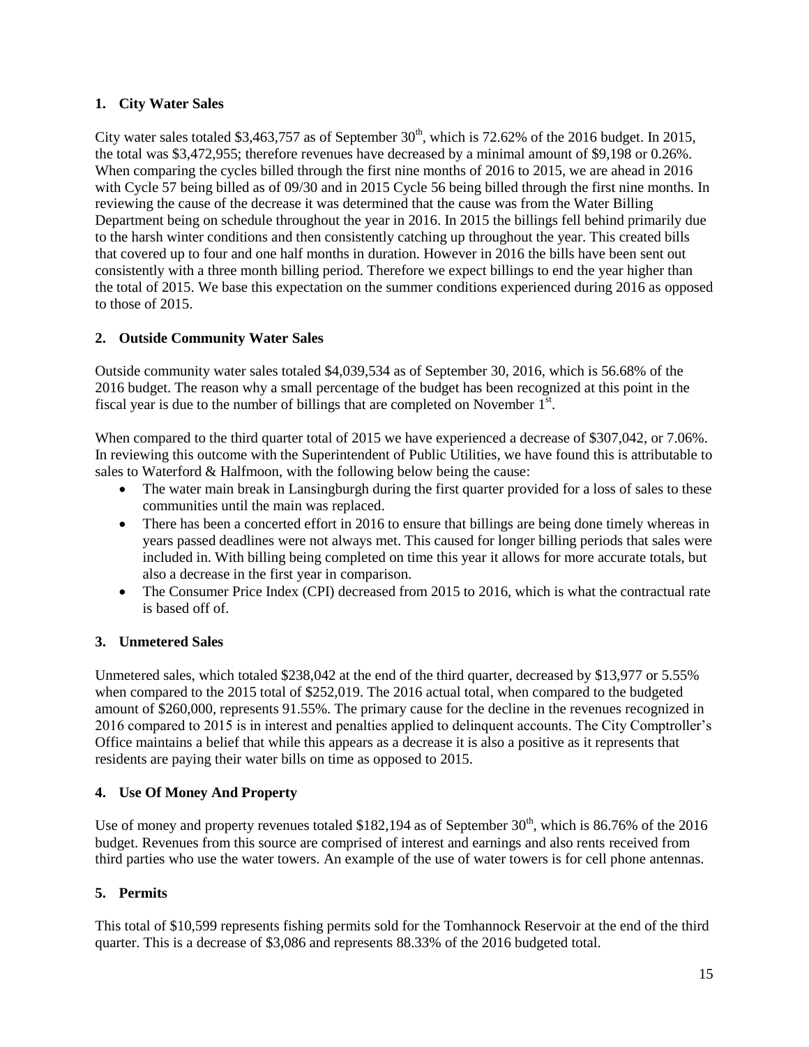## 1. City Water Sales

City water sales totaled $3,463,757 as of September 30th, which is 72.62% of the 2016 budget. In 2015, the total was $3,472,955; therefore revenues have decreased by a minimal amount of $9,198 or 0.26%. When comparing the cycles billed through the first nine months of 2016 to 2015, we are ahead in 2016 with Cycle 57 being billed as of 09/30 and in 2015 Cycle 56 being billed through the first nine months. In reviewing the cause of the decrease it was determined that the cause was from the Water Billing Department being on schedule throughout the year in 2016. In 2015 the billings fell behind primarily due to the harsh winter conditions and then consistently catching up throughout the year. This created bills that covered up to four and one half months in duration. However in 2016 the bills have been sent out consistently with a three month billing period. Therefore we expect billings to end the year higher than the total of 2015. We base this expectation on the summer conditions experienced during 2016 as opposed to those of 2015.

## 2. Outside Community Water Sales

Outside community water sales totaled $4,039,534 as of September 30, 2016, which is 56.68% of the 2016 budget. The reason why a small percentage of the budget has been recognized at this point in the fiscal year is due to the number of billings that are completed on November 1st.

When compared to the third quarter total of 2015 we have experienced a decrease of $307,042, or 7.06%. In reviewing this outcome with the Superintendent of Public Utilities, we have found this is attributable to sales to Waterford & Halfmoon, with the following below being the cause:

- The water main break in Lansingburgh during the first quarter provided for a loss of sales to these communities until the main was replaced.
- There has been a concerted effort in 2016 to ensure that billings are being done timely whereas in years passed deadlines were not always met. This caused for longer billing periods that sales were included in. With billing being completed on time this year it allows for more accurate totals, but also a decrease in the first year in comparison.
- The Consumer Price Index (CPI) decreased from 2015 to 2016, which is what the contractual rate is based off of.

## 3. Unmetered Sales

Unmetered sales, which totaled $238,042 at the end of the third quarter, decreased by $13,977 or 5.55% when compared to the 2015 total of $252,019. The 2016 actual total, when compared to the budgeted amount of $260,000, represents 91.55%. The primary cause for the decline in the revenues recognized in 2016 compared to 2015 is in interest and penalties applied to delinquent accounts. The City Comptroller's Office maintains a belief that while this appears as a decrease it is also a positive as it represents that residents are paying their water bills on time as opposed to 2015.

## 4. Use Of Money And Property

Use of money and property revenues totaled $182,194 as of September 30th, which is 86.76% of the 2016 budget. Revenues from this source are comprised of interest and earnings and also rents received from third parties who use the water towers. An example of the use of water towers is for cell phone antennas.

## 5. Permits

This total of $10,599 represents fishing permits sold for the Tomhannock Reservoir at the end of the third quarter. This is a decrease of $3,086 and represents 88.33% of the 2016 budgeted total.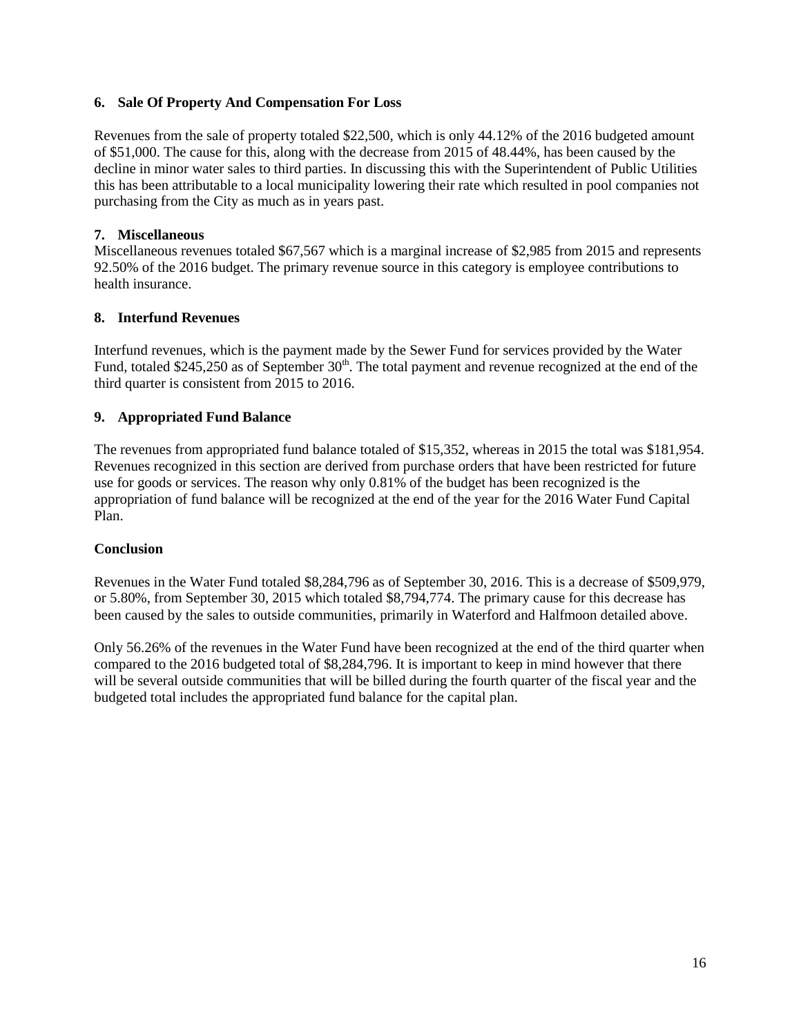### 6. Sale Of Property And Compensation For Loss

Revenues from the sale of property totaled $22,500, which is only 44.12% of the 2016 budgeted amount of $51,000. The cause for this, along with the decrease from 2015 of 48.44%, has been caused by the decline in minor water sales to third parties. In discussing this with the Superintendent of Public Utilities this has been attributable to a local municipality lowering their rate which resulted in pool companies not purchasing from the City as much as in years past.

### 7. Miscellaneous

Miscellaneous revenues totaled $67,567 which is a marginal increase of $2,985 from 2015 and represents 92.50% of the 2016 budget. The primary revenue source in this category is employee contributions to health insurance.

### 8. Interfund Revenues

Interfund revenues, which is the payment made by the Sewer Fund for services provided by the Water Fund, totaled $245,250 as of September 30th. The total payment and revenue recognized at the end of the third quarter is consistent from 2015 to 2016.

### 9. Appropriated Fund Balance

The revenues from appropriated fund balance totaled of $15,352, whereas in 2015 the total was $181,954. Revenues recognized in this section are derived from purchase orders that have been restricted for future use for goods or services. The reason why only 0.81% of the budget has been recognized is the appropriation of fund balance will be recognized at the end of the year for the 2016 Water Fund Capital Plan.

### Conclusion

Revenues in the Water Fund totaled $8,284,796 as of September 30, 2016. This is a decrease of $509,979, or 5.80%, from September 30, 2015 which totaled $8,794,774. The primary cause for this decrease has been caused by the sales to outside communities, primarily in Waterford and Halfmoon detailed above.

Only 56.26% of the revenues in the Water Fund have been recognized at the end of the third quarter when compared to the 2016 budgeted total of $8,284,796. It is important to keep in mind however that there will be several outside communities that will be billed during the fourth quarter of the fiscal year and the budgeted total includes the appropriated fund balance for the capital plan.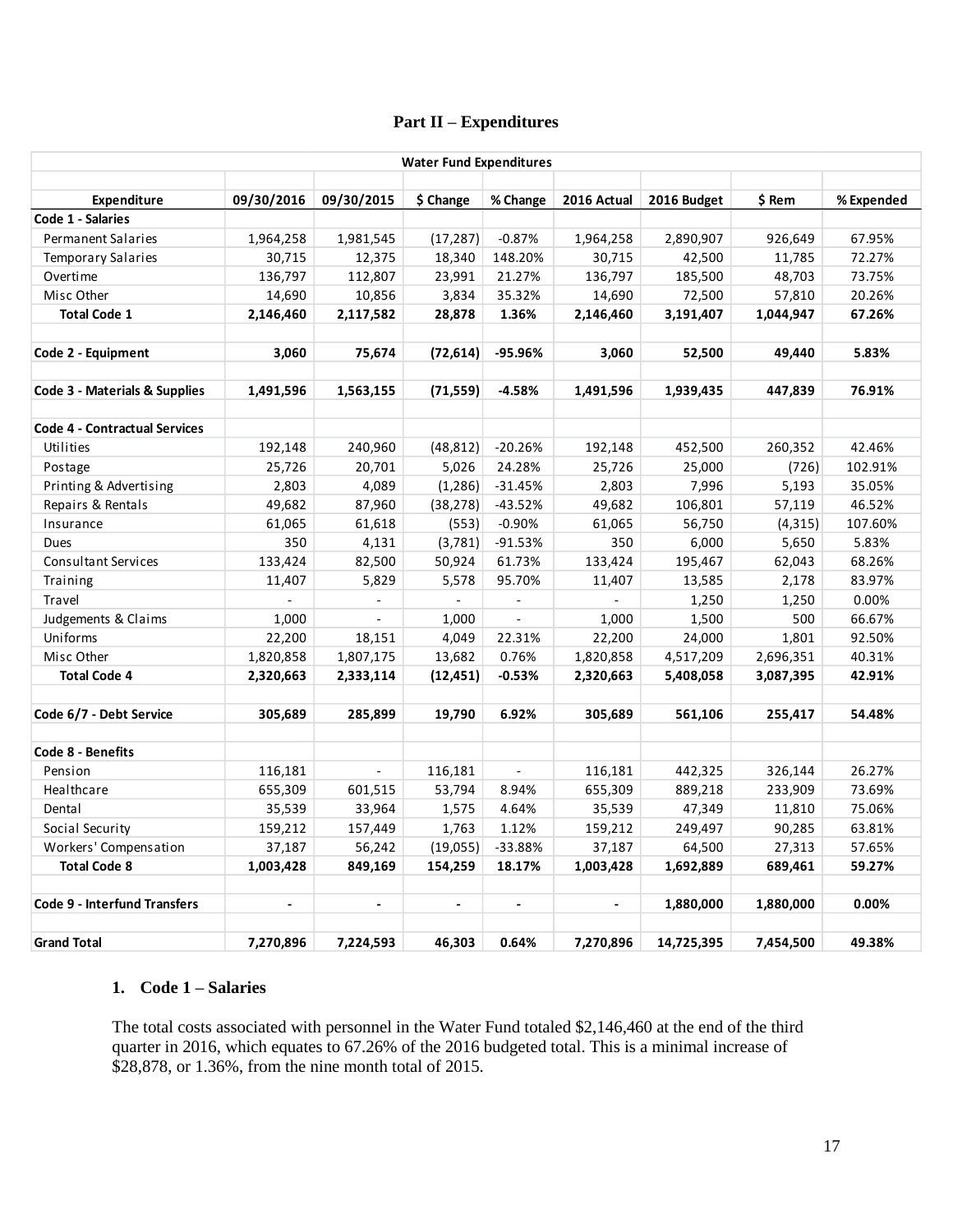## Part II – Expenditures

| Water Fund Expenditures | | | | | | | | |
|---|---|---|---|---|---|---|---|---|
| **Expenditure** | **09/30/2016** | **09/30/2015** | **$ Change** | **% Change** | **2016 Actual** | **2016 Budget** | **$ Rem** | **% Expended** |
| **Code 1 - Salaries** | | | | | | | | |
| Permanent Salaries | 1,964,258 | 1,981,545 | (17,287) | -0.87% | 1,964,258 | 2,890,907 | 926,649 | 67.95% |
| Temporary Salaries | 30,715 | 12,375 | 18,340 | 148.20% | 30,715 | 42,500 | 11,785 | 72.27% |
| Overtime | 136,797 | 112,807 | 23,991 | 21.27% | 136,797 | 185,500 | 48,703 | 73.75% |
| Misc Other | 14,690 | 10,856 | 3,834 | 35.32% | 14,690 | 72,500 | 57,810 | 20.26% |
| **Total Code 1** | **2,146,460** | **2,117,582** | **28,878** | **1.36%** | **2,146,460** | **3,191,407** | **1,044,947** | **67.26%** |
| | | | | | | | | |
| **Code 2 - Equipment** | **3,060** | **75,674** | **(72,614)** | **-95.96%** | **3,060** | **52,500** | **49,440** | **5.83%** |
| | | | | | | | | |
| **Code 3 - Materials & Supplies** | **1,491,596** | **1,563,155** | **(71,559)** | **-4.58%** | **1,491,596** | **1,939,435** | **447,839** | **76.91%** |
| | | | | | | | | |
| **Code 4 - Contractual Services** | | | | | | | | |
| Utilities | 192,148 | 240,960 | (48,812) | -20.26% | 192,148 | 452,500 | 260,352 | 42.46% |
| Postage | 25,726 | 20,701 | 5,026 | 24.28% | 25,726 | 25,000 | (726) | 102.91% |
| Printing & Advertising | 2,803 | 4,089 | (1,286) | -31.45% | 2,803 | 7,996 | 5,193 | 35.05% |
| Repairs & Rentals | 49,682 | 87,960 | (38,278) | -43.52% | 49,682 | 106,801 | 57,119 | 46.52% |
| Insurance | 61,065 | 61,618 | (553) | -0.90% | 61,065 | 56,750 | (4,315) | 107.60% |
| Dues | 350 | 4,131 | (3,781) | -91.53% | 350 | 6,000 | 5,650 | 5.83% |
| Consultant Services | 133,424 | 82,500 | 50,924 | 61.73% | 133,424 | 195,467 | 62,043 | 68.26% |
| Training | 11,407 | 5,829 | 5,578 | 95.70% | 11,407 | 13,585 | 2,178 | 83.97% |
| Travel | - | - | - | - | - | 1,250 | 1,250 | 0.00% |
| Judgements & Claims | 1,000 | - | 1,000 | - | 1,000 | 1,500 | 500 | 66.67% |
| Uniforms | 22,200 | 18,151 | 4,049 | 22.31% | 22,200 | 24,000 | 1,801 | 92.50% |
| Misc Other | 1,820,858 | 1,807,175 | 13,682 | 0.76% | 1,820,858 | 4,517,209 | 2,696,351 | 40.31% |
| **Total Code 4** | **2,320,663** | **2,333,114** | **(12,451)** | **-0.53%** | **2,320,663** | **5,408,058** | **3,087,395** | **42.91%** |
| | | | | | | | | |
| **Code 6/7 - Debt Service** | **305,689** | **285,899** | **19,790** | **6.92%** | **305,689** | **561,106** | **255,417** | **54.48%** |
| | | | | | | | | |
| **Code 8 - Benefits** | | | | | | | | |
| Pension | 116,181 | - | 116,181 | - | 116,181 | 442,325 | 326,144 | 26.27% |
| Healthcare | 655,309 | 601,515 | 53,794 | 8.94% | 655,309 | 889,218 | 233,909 | 73.69% |
| Dental | 35,539 | 33,964 | 1,575 | 4.64% | 35,539 | 47,349 | 11,810 | 75.06% |
| Social Security | 159,212 | 157,449 | 1,763 | 1.12% | 159,212 | 249,497 | 90,285 | 63.81% |
| Workers' Compensation | 37,187 | 56,242 | (19,055) | -33.88% | 37,187 | 64,500 | 27,313 | 57.65% |
| **Total Code 8** | **1,003,428** | **849,169** | **154,259** | **18.17%** | **1,003,428** | **1,692,889** | **689,461** | **59.27%** |
| | | | | | | | | |
| **Code 9 - Interfund Transfers** | **-** | **-** | **-** | **-** | **-** | **1,880,000** | **1,880,000** | **0.00%** |
| | | | | | | | | |
| **Grand Total** | **7,270,896** | **7,224,593** | **46,303** | **0.64%** | **7,270,896** | **14,725,395** | **7,454,500** | **49.38%** |

### 1. Code 1 – Salaries

The total costs associated with personnel in the Water Fund totaled $2,146,460 at the end of the third quarter in 2016, which equates to 67.26% of the 2016 budgeted total. This is a minimal increase of $28,878, or 1.36%, from the nine month total of 2015.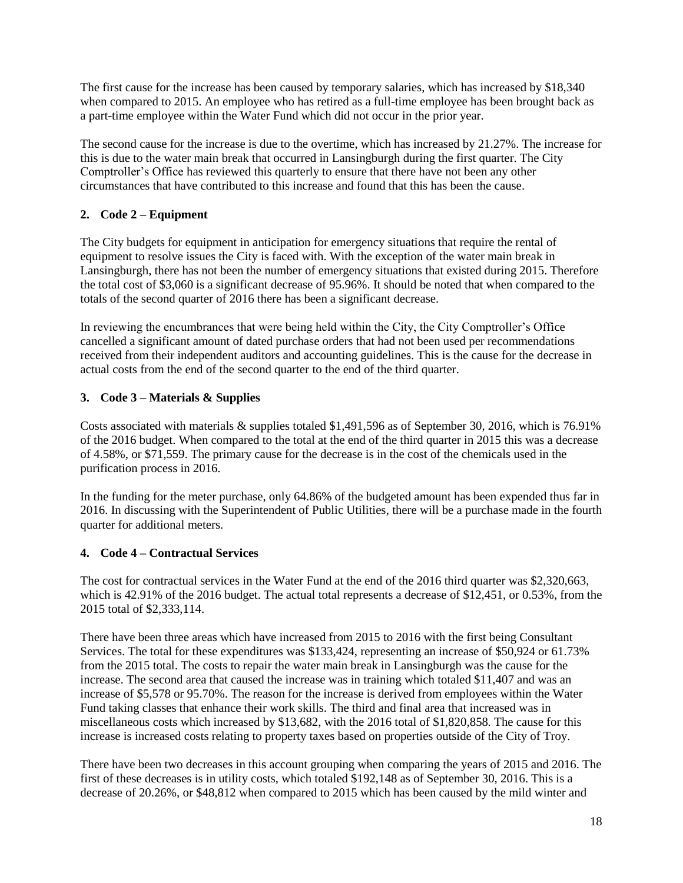The first cause for the increase has been caused by temporary salaries, which has increased by $18,340 when compared to 2015. An employee who has retired as a full-time employee has been brought back as a part-time employee within the Water Fund which did not occur in the prior year.

The second cause for the increase is due to the overtime, which has increased by 21.27%. The increase for this is due to the water main break that occurred in Lansingburgh during the first quarter. The City Comptroller's Office has reviewed this quarterly to ensure that there have not been any other circumstances that have contributed to this increase and found that this has been the cause.

### 2. Code 2 – Equipment

The City budgets for equipment in anticipation for emergency situations that require the rental of equipment to resolve issues the City is faced with. With the exception of the water main break in Lansingburgh, there has not been the number of emergency situations that existed during 2015. Therefore the total cost of $3,060 is a significant decrease of 95.96%. It should be noted that when compared to the totals of the second quarter of 2016 there has been a significant decrease.

In reviewing the encumbrances that were being held within the City, the City Comptroller's Office cancelled a significant amount of dated purchase orders that had not been used per recommendations received from their independent auditors and accounting guidelines. This is the cause for the decrease in actual costs from the end of the second quarter to the end of the third quarter.

### 3. Code 3 – Materials & Supplies

Costs associated with materials & supplies totaled $1,491,596 as of September 30, 2016, which is 76.91% of the 2016 budget. When compared to the total at the end of the third quarter in 2015 this was a decrease of 4.58%, or $71,559. The primary cause for the decrease is in the cost of the chemicals used in the purification process in 2016.

In the funding for the meter purchase, only 64.86% of the budgeted amount has been expended thus far in 2016. In discussing with the Superintendent of Public Utilities, there will be a purchase made in the fourth quarter for additional meters.

### 4. Code 4 – Contractual Services

The cost for contractual services in the Water Fund at the end of the 2016 third quarter was $2,320,663, which is 42.91% of the 2016 budget. The actual total represents a decrease of $12,451, or 0.53%, from the 2015 total of $2,333,114.

There have been three areas which have increased from 2015 to 2016 with the first being Consultant Services. The total for these expenditures was $133,424, representing an increase of $50,924 or 61.73% from the 2015 total. The costs to repair the water main break in Lansingburgh was the cause for the increase. The second area that caused the increase was in training which totaled $11,407 and was an increase of $5,578 or 95.70%. The reason for the increase is derived from employees within the Water Fund taking classes that enhance their work skills. The third and final area that increased was in miscellaneous costs which increased by $13,682, with the 2016 total of $1,820,858. The cause for this increase is increased costs relating to property taxes based on properties outside of the City of Troy.

There have been two decreases in this account grouping when comparing the years of 2015 and 2016. The first of these decreases is in utility costs, which totaled $192,148 as of September 30, 2016. This is a decrease of 20.26%, or $48,812 when compared to 2015 which has been caused by the mild winter and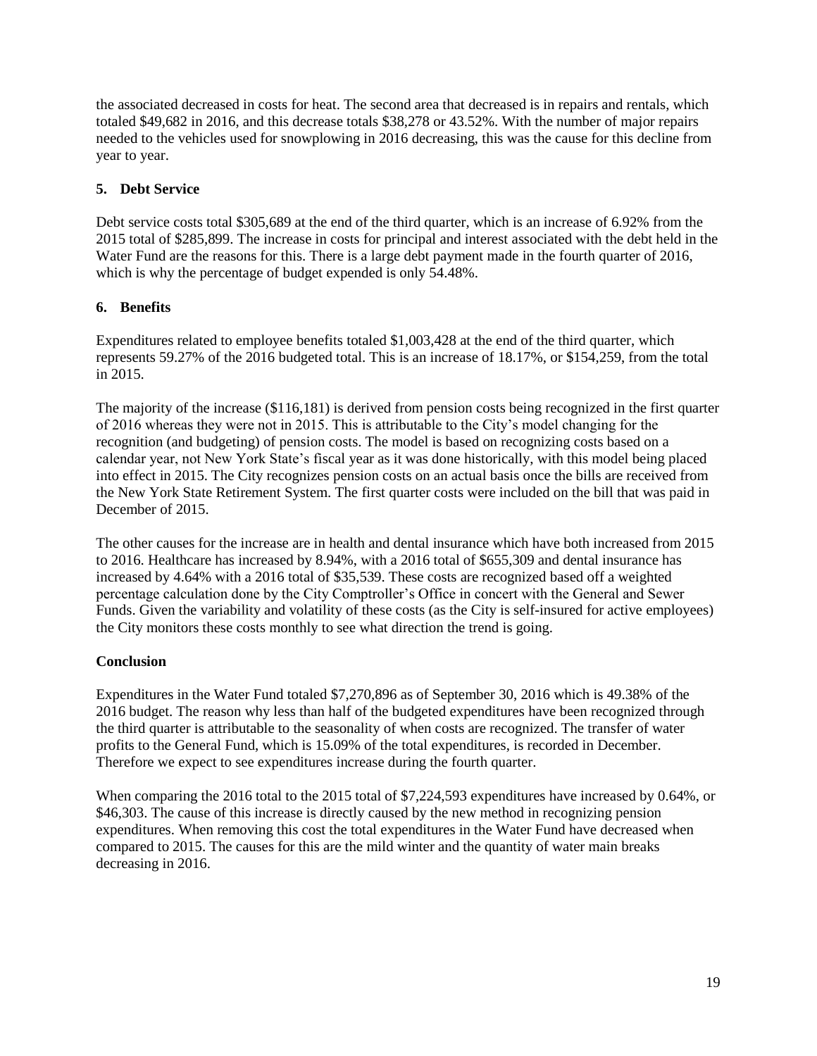the associated decreased in costs for heat. The second area that decreased is in repairs and rentals, which totaled $49,682 in 2016, and this decrease totals $38,278 or 43.52%. With the number of major repairs needed to the vehicles used for snowplowing in 2016 decreasing, this was the cause for this decline from year to year.

### 5. Debt Service

Debt service costs total $305,689 at the end of the third quarter, which is an increase of 6.92% from the 2015 total of $285,899. The increase in costs for principal and interest associated with the debt held in the Water Fund are the reasons for this. There is a large debt payment made in the fourth quarter of 2016, which is why the percentage of budget expended is only 54.48%.

### 6. Benefits

Expenditures related to employee benefits totaled $1,003,428 at the end of the third quarter, which represents 59.27% of the 2016 budgeted total. This is an increase of 18.17%, or $154,259, from the total in 2015.

The majority of the increase ($116,181) is derived from pension costs being recognized in the first quarter of 2016 whereas they were not in 2015. This is attributable to the City's model changing for the recognition (and budgeting) of pension costs. The model is based on recognizing costs based on a calendar year, not New York State's fiscal year as it was done historically, with this model being placed into effect in 2015. The City recognizes pension costs on an actual basis once the bills are received from the New York State Retirement System. The first quarter costs were included on the bill that was paid in December of 2015.

The other causes for the increase are in health and dental insurance which have both increased from 2015 to 2016. Healthcare has increased by 8.94%, with a 2016 total of $655,309 and dental insurance has increased by 4.64% with a 2016 total of $35,539. These costs are recognized based off a weighted percentage calculation done by the City Comptroller's Office in concert with the General and Sewer Funds. Given the variability and volatility of these costs (as the City is self-insured for active employees) the City monitors these costs monthly to see what direction the trend is going.

### Conclusion

Expenditures in the Water Fund totaled $7,270,896 as of September 30, 2016 which is 49.38% of the 2016 budget. The reason why less than half of the budgeted expenditures have been recognized through the third quarter is attributable to the seasonality of when costs are recognized. The transfer of water profits to the General Fund, which is 15.09% of the total expenditures, is recorded in December. Therefore we expect to see expenditures increase during the fourth quarter.

When comparing the 2016 total to the 2015 total of $7,224,593 expenditures have increased by 0.64%, or $46,303. The cause of this increase is directly caused by the new method in recognizing pension expenditures. When removing this cost the total expenditures in the Water Fund have decreased when compared to 2015. The causes for this are the mild winter and the quantity of water main breaks decreasing in 2016.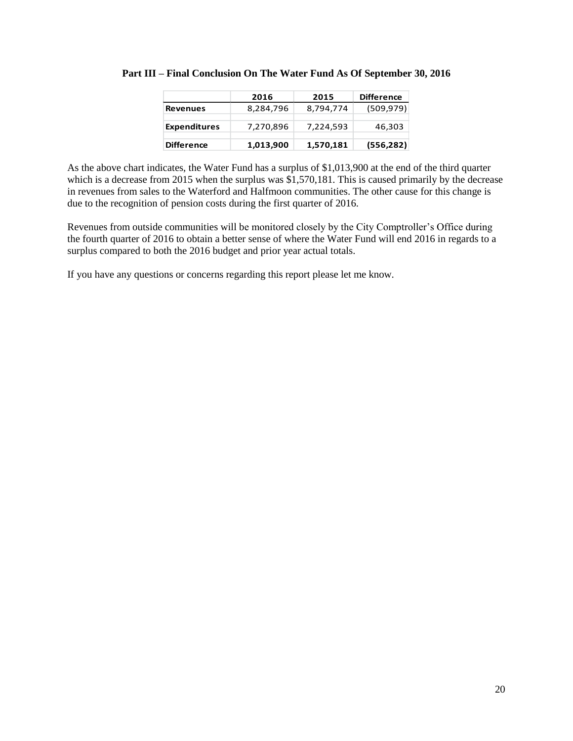### Part III – Final Conclusion On The Water Fund As Of September 30, 2016

| | 2016 | 2015 | Difference |
|---|---|---|---|
| **Revenues** | 8,284,796 | 8,794,774 | (509,979) |
| **Expenditures** | 7,270,896 | 7,224,593 | 46,303 |
| **Difference** | **1,013,900** | **1,570,181** | **(556,282)** |

As the above chart indicates, the Water Fund has a surplus of $1,013,900 at the end of the third quarter which is a decrease from 2015 when the surplus was $1,570,181. This is caused primarily by the decrease in revenues from sales to the Waterford and Halfmoon communities. The other cause for this change is due to the recognition of pension costs during the first quarter of 2016.

Revenues from outside communities will be monitored closely by the City Comptroller's Office during the fourth quarter of 2016 to obtain a better sense of where the Water Fund will end 2016 in regards to a surplus compared to both the 2016 budget and prior year actual totals.

If you have any questions or concerns regarding this report please let me know.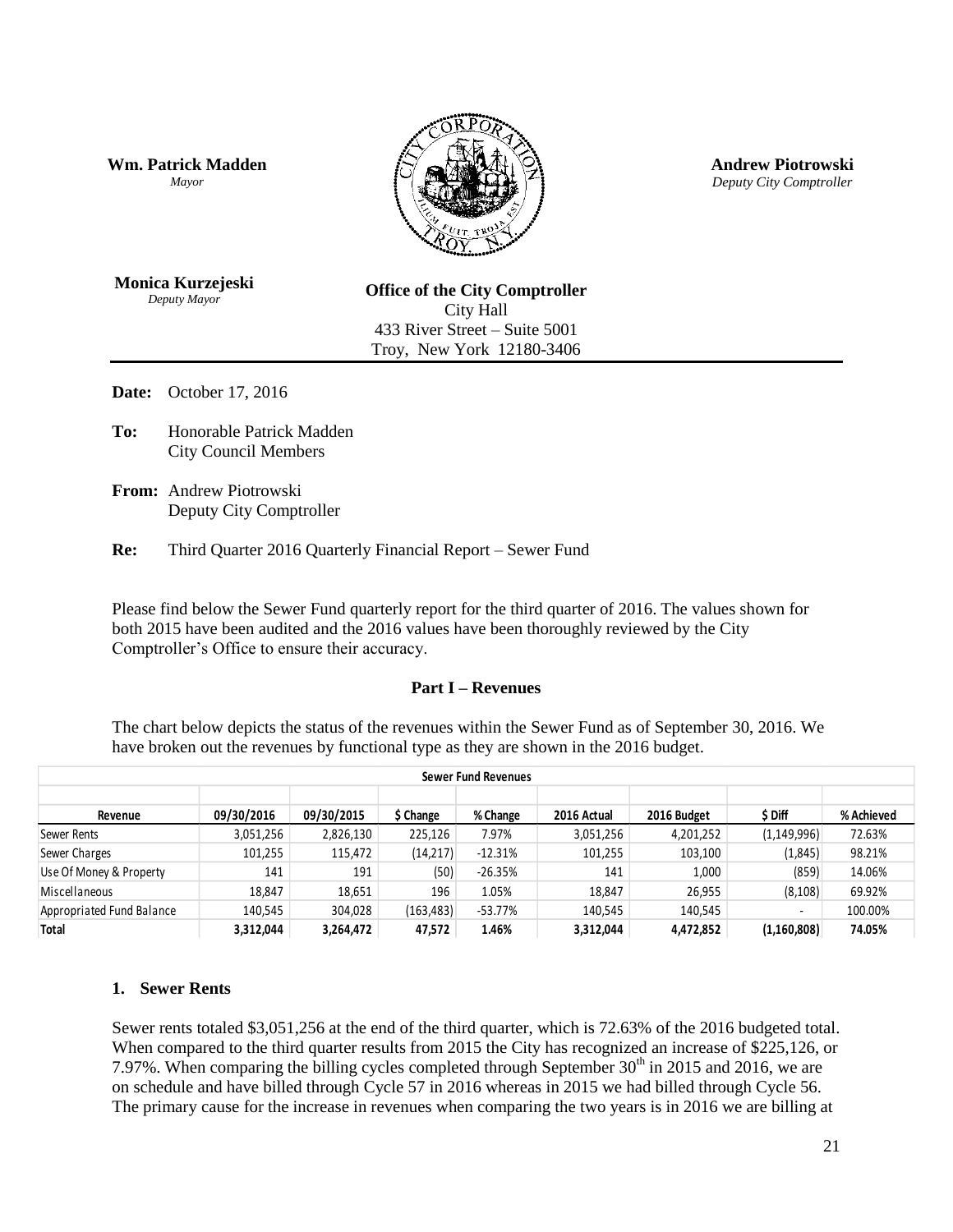**Wm. Patrick Madden**
*Mayor*

**Andrew Piotrowski**
*Deputy City Comptroller*

**Monica Kurzejeski**
*Deputy Mayor*

**Office of the City Comptroller**
City Hall
433 River Street – Suite 5001
Troy, New York 12180-3406

**Date:** October 17, 2016

**To:** Honorable Patrick Madden
City Council Members

**From:** Andrew Piotrowski
Deputy City Comptroller

**Re:** Third Quarter 2016 Quarterly Financial Report – Sewer Fund

Please find below the Sewer Fund quarterly report for the third quarter of 2016. The values shown for both 2015 have been audited and the 2016 values have been thoroughly reviewed by the City Comptroller's Office to ensure their accuracy.

## Part I – Revenues

The chart below depicts the status of the revenues within the Sewer Fund as of September 30, 2016. We have broken out the revenues by functional type as they are shown in the 2016 budget.

| Sewer Fund Revenues | | | | | | | | |
|---|---|---|---|---|---|---|---|---|
| **Revenue** | **09/30/2016** | **09/30/2015** | **$ Change** | **% Change** | **2016 Actual** | **2016 Budget** | **$ Diff** | **% Achieved** |
| Sewer Rents | 3,051,256 | 2,826,130 | 225,126 | 7.97% | 3,051,256 | 4,201,252 | (1,149,996) | 72.63% |
| Sewer Charges | 101,255 | 115,472 | (14,217) | -12.31% | 101,255 | 103,100 | (1,845) | 98.21% |
| Use Of Money & Property | 141 | 191 | (50) | -26.35% | 141 | 1,000 | (859) | 14.06% |
| Miscellaneous | 18,847 | 18,651 | 196 | 1.05% | 18,847 | 26,955 | (8,108) | 69.92% |
| Appropriated Fund Balance | 140,545 | 304,028 | (163,483) | -53.77% | 140,545 | 140,545 | - | 100.00% |
| **Total** | **3,312,044** | **3,264,472** | **47,572** | **1.46%** | **3,312,044** | **4,472,852** | **(1,160,808)** | **74.05%** |

### 1. Sewer Rents

Sewer rents totaled $3,051,256 at the end of the third quarter, which is 72.63% of the 2016 budgeted total. When compared to the third quarter results from 2015 the City has recognized an increase of $225,126, or 7.97%. When comparing the billing cycles completed through September 30th in 2015 and 2016, we are on schedule and have billed through Cycle 57 in 2016 whereas in 2015 we had billed through Cycle 56. The primary cause for the increase in revenues when comparing the two years is in 2016 we are billing at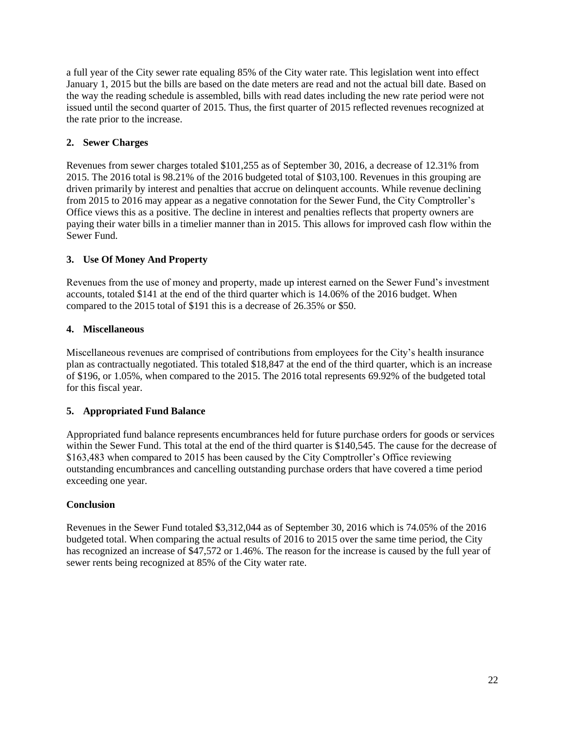a full year of the City sewer rate equaling 85% of the City water rate. This legislation went into effect January 1, 2015 but the bills are based on the date meters are read and not the actual bill date. Based on the way the reading schedule is assembled, bills with read dates including the new rate period were not issued until the second quarter of 2015. Thus, the first quarter of 2015 reflected revenues recognized at the rate prior to the increase.

### 2. Sewer Charges

Revenues from sewer charges totaled $101,255 as of September 30, 2016, a decrease of 12.31% from 2015. The 2016 total is 98.21% of the 2016 budgeted total of $103,100. Revenues in this grouping are driven primarily by interest and penalties that accrue on delinquent accounts. While revenue declining from 2015 to 2016 may appear as a negative connotation for the Sewer Fund, the City Comptroller's Office views this as a positive. The decline in interest and penalties reflects that property owners are paying their water bills in a timelier manner than in 2015. This allows for improved cash flow within the Sewer Fund.

### 3. Use Of Money And Property

Revenues from the use of money and property, made up interest earned on the Sewer Fund's investment accounts, totaled $141 at the end of the third quarter which is 14.06% of the 2016 budget. When compared to the 2015 total of $191 this is a decrease of 26.35% or $50.

### 4. Miscellaneous

Miscellaneous revenues are comprised of contributions from employees for the City's health insurance plan as contractually negotiated. This totaled $18,847 at the end of the third quarter, which is an increase of $196, or 1.05%, when compared to the 2015. The 2016 total represents 69.92% of the budgeted total for this fiscal year.

### 5. Appropriated Fund Balance

Appropriated fund balance represents encumbrances held for future purchase orders for goods or services within the Sewer Fund. This total at the end of the third quarter is $140,545. The cause for the decrease of $163,483 when compared to 2015 has been caused by the City Comptroller's Office reviewing outstanding encumbrances and cancelling outstanding purchase orders that have covered a time period exceeding one year.

### Conclusion

Revenues in the Sewer Fund totaled $3,312,044 as of September 30, 2016 which is 74.05% of the 2016 budgeted total. When comparing the actual results of 2016 to 2015 over the same time period, the City has recognized an increase of $47,572 or 1.46%. The reason for the increase is caused by the full year of sewer rents being recognized at 85% of the City water rate.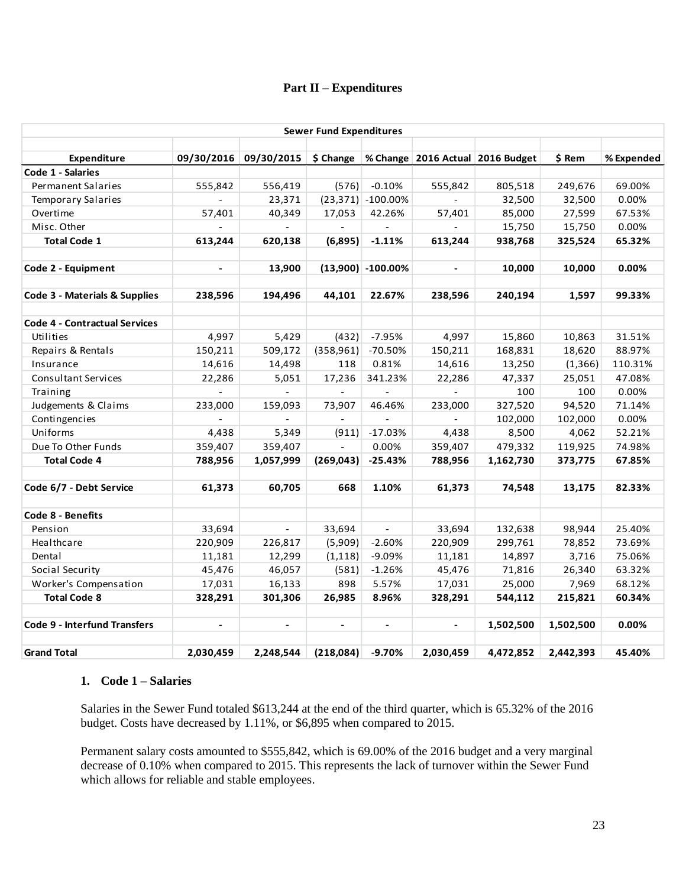## Part II – Expenditures

| Sewer Fund Expenditures | | | | | | | | |
|---|---|---|---|---|---|---|---|---|
| **Expenditure** | **09/30/2016** | **09/30/2015** | **$ Change** | **% Change** | **2016 Actual** | **2016 Budget** | **$ Rem** | **% Expended** |
| **Code 1 - Salaries** | | | | | | | | |
| Permanent Salaries | 555,842 | 556,419 | (576) | -0.10% | 555,842 | 805,518 | 249,676 | 69.00% |
| Temporary Salaries | - | 23,371 | (23,371) | -100.00% | - | 32,500 | 32,500 | 0.00% |
| Overtime | 57,401 | 40,349 | 17,053 | 42.26% | 57,401 | 85,000 | 27,599 | 67.53% |
| Misc. Other | - | - | - | - | - | 15,750 | 15,750 | 0.00% |
| **Total Code 1** | **613,244** | **620,138** | **(6,895)** | **-1.11%** | **613,244** | **938,768** | **325,524** | **65.32%** |
| | | | | | | | | |
| **Code 2 - Equipment** | **-** | **13,900** | **(13,900)** | **-100.00%** | **-** | **10,000** | **10,000** | **0.00%** |
| | | | | | | | | |
| **Code 3 - Materials & Supplies** | **238,596** | **194,496** | **44,101** | **22.67%** | **238,596** | **240,194** | **1,597** | **99.33%** |
| | | | | | | | | |
| **Code 4 - Contractual Services** | | | | | | | | |
| Utilities | 4,997 | 5,429 | (432) | -7.95% | 4,997 | 15,860 | 10,863 | 31.51% |
| Repairs & Rentals | 150,211 | 509,172 | (358,961) | -70.50% | 150,211 | 168,831 | 18,620 | 88.97% |
| Insurance | 14,616 | 14,498 | 118 | 0.81% | 14,616 | 13,250 | (1,366) | 110.31% |
| Consultant Services | 22,286 | 5,051 | 17,236 | 341.23% | 22,286 | 47,337 | 25,051 | 47.08% |
| Training | - | - | - | - | - | 100 | 100 | 0.00% |
| Judgements & Claims | 233,000 | 159,093 | 73,907 | 46.46% | 233,000 | 327,520 | 94,520 | 71.14% |
| Contingencies | - | - | - | - | - | 102,000 | 102,000 | 0.00% |
| Uniforms | 4,438 | 5,349 | (911) | -17.03% | 4,438 | 8,500 | 4,062 | 52.21% |
| Due To Other Funds | 359,407 | 359,407 | - | 0.00% | 359,407 | 479,332 | 119,925 | 74.98% |
| **Total Code 4** | **788,956** | **1,057,999** | **(269,043)** | **-25.43%** | **788,956** | **1,162,730** | **373,775** | **67.85%** |
| | | | | | | | | |
| **Code 6/7 - Debt Service** | **61,373** | **60,705** | **668** | **1.10%** | **61,373** | **74,548** | **13,175** | **82.33%** |
| | | | | | | | | |
| **Code 8 - Benefits** | | | | | | | | |
| Pension | 33,694 | - | 33,694 | - | 33,694 | 132,638 | 98,944 | 25.40% |
| Healthcare | 220,909 | 226,817 | (5,909) | -2.60% | 220,909 | 299,761 | 78,852 | 73.69% |
| Dental | 11,181 | 12,299 | (1,118) | -9.09% | 11,181 | 14,897 | 3,716 | 75.06% |
| Social Security | 45,476 | 46,057 | (581) | -1.26% | 45,476 | 71,816 | 26,340 | 63.32% |
| Worker's Compensation | 17,031 | 16,133 | 898 | 5.57% | 17,031 | 25,000 | 7,969 | 68.12% |
| **Total Code 8** | **328,291** | **301,306** | **26,985** | **8.96%** | **328,291** | **544,112** | **215,821** | **60.34%** |
| | | | | | | | | |
| **Code 9 - Interfund Transfers** | **-** | **-** | **-** | **-** | **-** | **1,502,500** | **1,502,500** | **0.00%** |
| | | | | | | | | |
| **Grand Total** | **2,030,459** | **2,248,544** | **(218,084)** | **-9.70%** | **2,030,459** | **4,472,852** | **2,442,393** | **45.40%** |

### 1. Code 1 – Salaries

Salaries in the Sewer Fund totaled $613,244 at the end of the third quarter, which is 65.32% of the 2016 budget. Costs have decreased by 1.11%, or $6,895 when compared to 2015.

Permanent salary costs amounted to $555,842, which is 69.00% of the 2016 budget and a very marginal decrease of 0.10% when compared to 2015. This represents the lack of turnover within the Sewer Fund which allows for reliable and stable employees.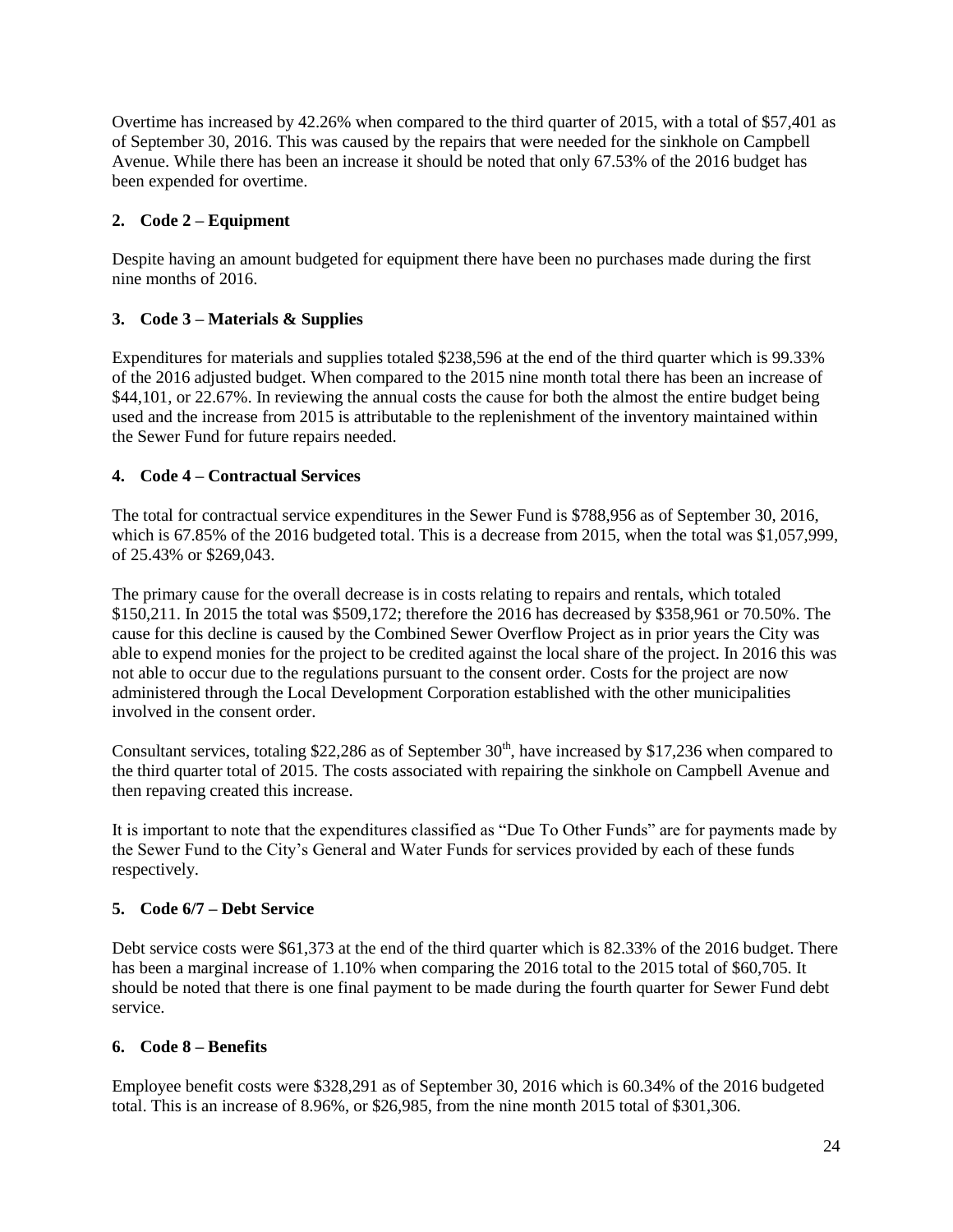Overtime has increased by 42.26% when compared to the third quarter of 2015, with a total of $57,401 as of September 30, 2016. This was caused by the repairs that were needed for the sinkhole on Campbell Avenue. While there has been an increase it should be noted that only 67.53% of the 2016 budget has been expended for overtime.

### 2. Code 2 – Equipment

Despite having an amount budgeted for equipment there have been no purchases made during the first nine months of 2016.

### 3. Code 3 – Materials & Supplies

Expenditures for materials and supplies totaled $238,596 at the end of the third quarter which is 99.33% of the 2016 adjusted budget. When compared to the 2015 nine month total there has been an increase of $44,101, or 22.67%. In reviewing the annual costs the cause for both the almost the entire budget being used and the increase from 2015 is attributable to the replenishment of the inventory maintained within the Sewer Fund for future repairs needed.

### 4. Code 4 – Contractual Services

The total for contractual service expenditures in the Sewer Fund is $788,956 as of September 30, 2016, which is 67.85% of the 2016 budgeted total. This is a decrease from 2015, when the total was $1,057,999, of 25.43% or $269,043.

The primary cause for the overall decrease is in costs relating to repairs and rentals, which totaled $150,211. In 2015 the total was $509,172; therefore the 2016 has decreased by $358,961 or 70.50%. The cause for this decline is caused by the Combined Sewer Overflow Project as in prior years the City was able to expend monies for the project to be credited against the local share of the project. In 2016 this was not able to occur due to the regulations pursuant to the consent order. Costs for the project are now administered through the Local Development Corporation established with the other municipalities involved in the consent order.

Consultant services, totaling $22,286 as of September 30th, have increased by $17,236 when compared to the third quarter total of 2015. The costs associated with repairing the sinkhole on Campbell Avenue and then repaving created this increase.

It is important to note that the expenditures classified as "Due To Other Funds" are for payments made by the Sewer Fund to the City's General and Water Funds for services provided by each of these funds respectively.

### 5. Code 6/7 – Debt Service

Debt service costs were $61,373 at the end of the third quarter which is 82.33% of the 2016 budget. There has been a marginal increase of 1.10% when comparing the 2016 total to the 2015 total of $60,705. It should be noted that there is one final payment to be made during the fourth quarter for Sewer Fund debt service.

### 6. Code 8 – Benefits

Employee benefit costs were $328,291 as of September 30, 2016 which is 60.34% of the 2016 budgeted total. This is an increase of 8.96%, or $26,985, from the nine month 2015 total of $301,306.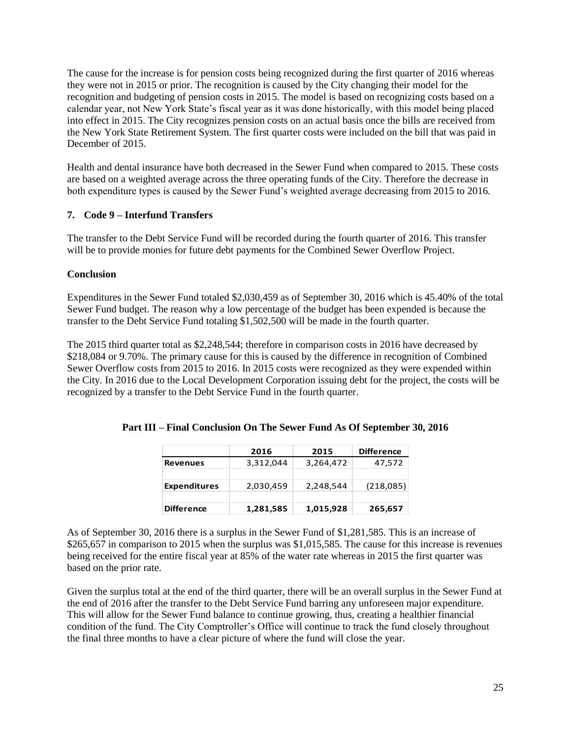The cause for the increase is for pension costs being recognized during the first quarter of 2016 whereas they were not in 2015 or prior. The recognition is caused by the City changing their model for the recognition and budgeting of pension costs in 2015. The model is based on recognizing costs based on a calendar year, not New York State's fiscal year as it was done historically, with this model being placed into effect in 2015. The City recognizes pension costs on an actual basis once the bills are received from the New York State Retirement System. The first quarter costs were included on the bill that was paid in December of 2015.

Health and dental insurance have both decreased in the Sewer Fund when compared to 2015. These costs are based on a weighted average across the three operating funds of the City. Therefore the decrease in both expenditure types is caused by the Sewer Fund's weighted average decreasing from 2015 to 2016.

### 7. Code 9 – Interfund Transfers

The transfer to the Debt Service Fund will be recorded during the fourth quarter of 2016. This transfer will be to provide monies for future debt payments for the Combined Sewer Overflow Project.

### Conclusion

Expenditures in the Sewer Fund totaled $2,030,459 as of September 30, 2016 which is 45.40% of the total Sewer Fund budget. The reason why a low percentage of the budget has been expended is because the transfer to the Debt Service Fund totaling $1,502,500 will be made in the fourth quarter.

The 2015 third quarter total as $2,248,544; therefore in comparison costs in 2016 have decreased by $218,084 or 9.70%. The primary cause for this is caused by the difference in recognition of Combined Sewer Overflow costs from 2015 to 2016. In 2015 costs were recognized as they were expended within the City. In 2016 due to the Local Development Corporation issuing debt for the project, the costs will be recognized by a transfer to the Debt Service Fund in the fourth quarter.

## Part III – Final Conclusion On The Sewer Fund As Of September 30, 2016

| | 2016 | 2015 | Difference |
|---|---|---|---|
| **Revenues** | 3,312,044 | 3,264,472 | 47,572 |
| | | | |
| **Expenditures** | 2,030,459 | 2,248,544 | (218,085) |
| | | | |
| **Difference** | **1,281,585** | **1,015,928** | **265,657** |

As of September 30, 2016 there is a surplus in the Sewer Fund of $1,281,585. This is an increase of $265,657 in comparison to 2015 when the surplus was $1,015,585. The cause for this increase is revenues being received for the entire fiscal year at 85% of the water rate whereas in 2015 the first quarter was based on the prior rate.

Given the surplus total at the end of the third quarter, there will be an overall surplus in the Sewer Fund at the end of 2016 after the transfer to the Debt Service Fund barring any unforeseen major expenditure. This will allow for the Sewer Fund balance to continue growing, thus, creating a healthier financial condition of the fund. The City Comptroller's Office will continue to track the fund closely throughout the final three months to have a clear picture of where the fund will close the year.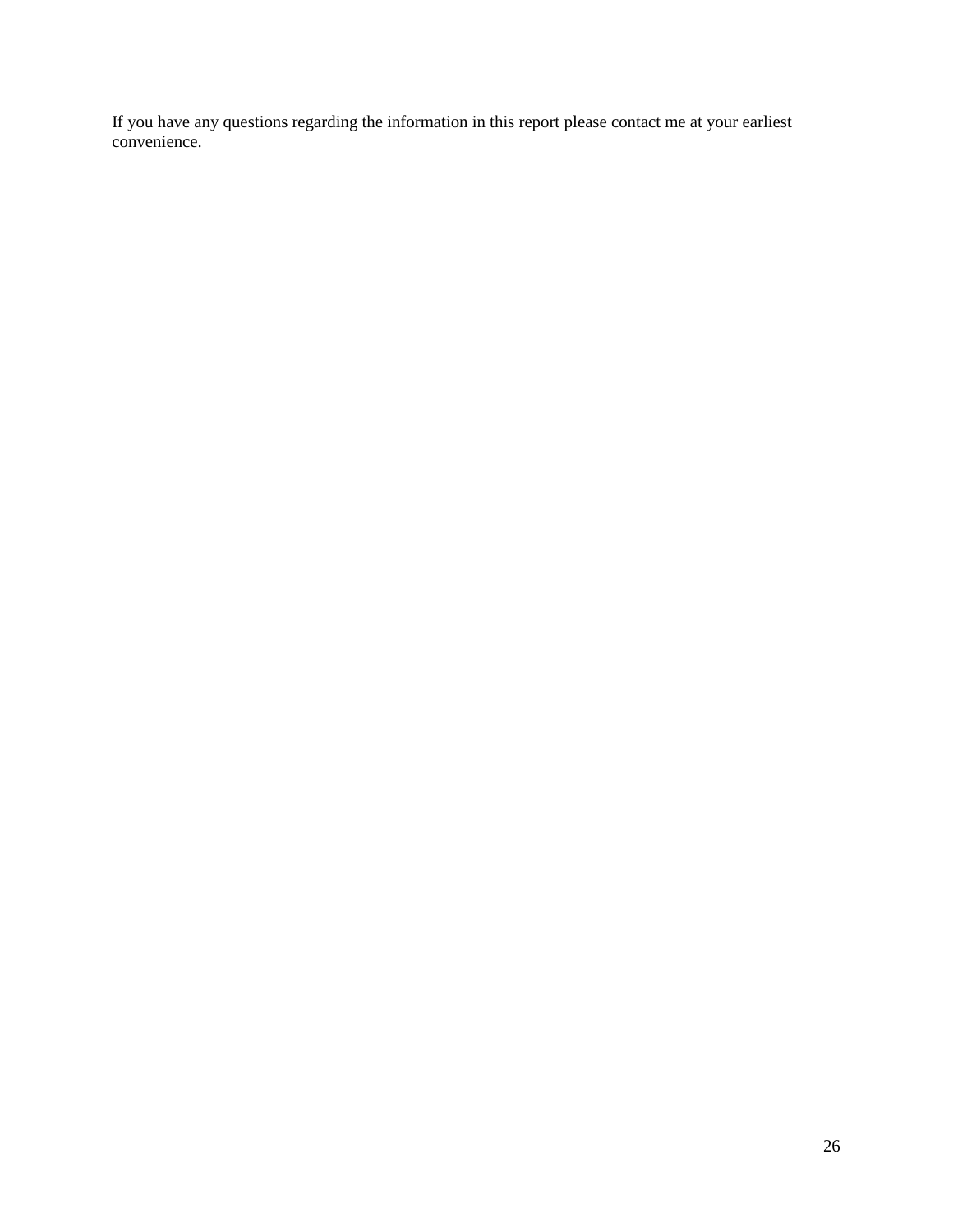If you have any questions regarding the information in this report please contact me at your earliest convenience.